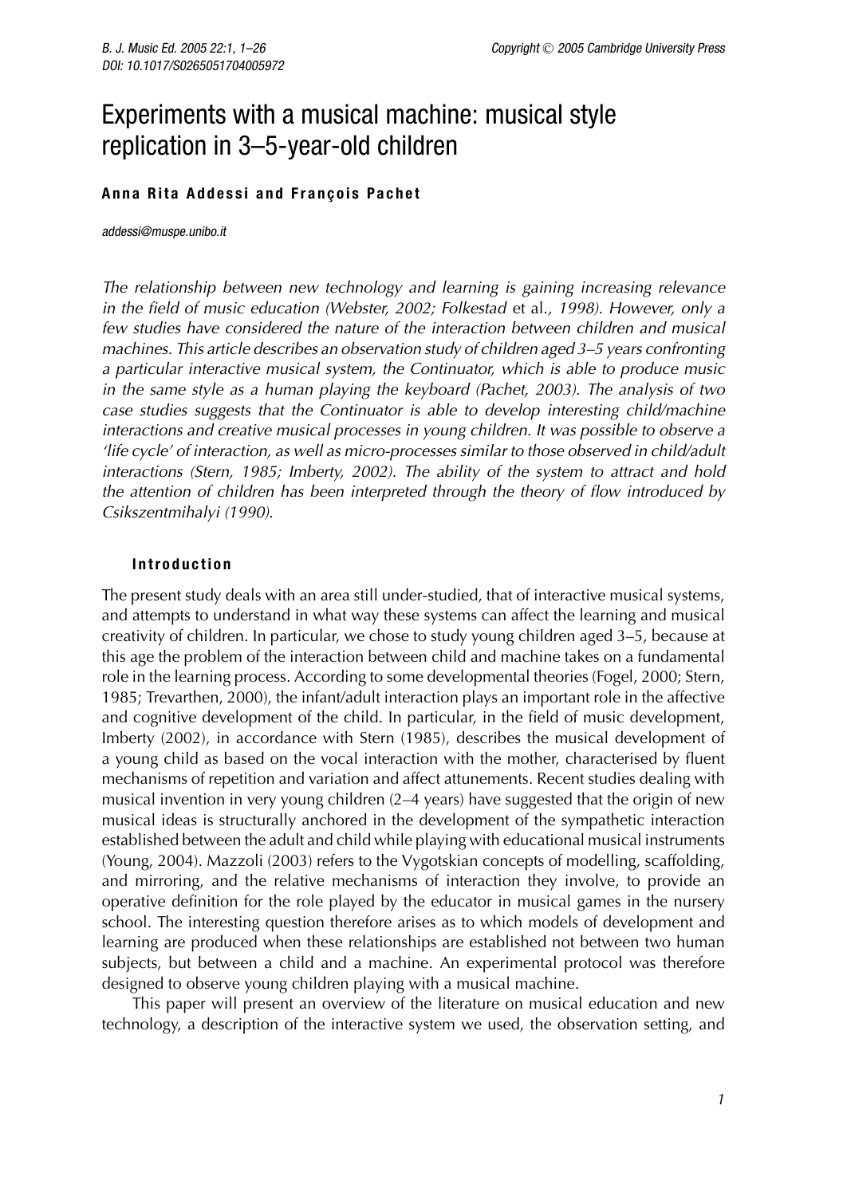# Experiments with a musical machine: musical style replication in 3–5-year-old children

**Anna Rita Addessi and François Pachet**

addessi@muspe.unibo.it

*The relationship between new technology and learning is gaining increasing relevance in the field of music education (Webster, 2002; Folkestad et al., 1998). However, only a few studies have considered the nature of the interaction between children and musical machines. This article describes an observation study of children aged 3–5 years confronting a particular interactive musical system, the Continuator, which is able to produce music in the same style as a human playing the keyboard (Pachet, 2003). The analysis of two case studies suggests that the Continuator is able to develop interesting child/machine interactions and creative musical processes in young children. It was possible to observe a 'life cycle' of interaction, as well as micro-processes similar to those observed in child/adult interactions (Stern, 1985; Imberty, 2002). The ability of the system to attract and hold the attention of children has been interpreted through the theory of flow introduced by Csikszentmihalyi (1990).*

## Introduction

The present study deals with an area still under-studied, that of interactive musical systems, and attempts to understand in what way these systems can affect the learning and musical creativity of children. In particular, we chose to study young children aged 3–5, because at this age the problem of the interaction between child and machine takes on a fundamental role in the learning process. According to some developmental theories (Fogel, 2000; Stern, 1985; Trevarthen, 2000), the infant/adult interaction plays an important role in the affective and cognitive development of the child. In particular, in the field of music development, Imberty (2002), in accordance with Stern (1985), describes the musical development of a young child as based on the vocal interaction with the mother, characterised by fluent mechanisms of repetition and variation and affect attunements. Recent studies dealing with musical invention in very young children (2–4 years) have suggested that the origin of new musical ideas is structurally anchored in the development of the sympathetic interaction established between the adult and child while playing with educational musical instruments (Young, 2004). Mazzoli (2003) refers to the Vygotskian concepts of modelling, scaffolding, and mirroring, and the relative mechanisms of interaction they involve, to provide an operative definition for the role played by the educator in musical games in the nursery school. The interesting question therefore arises as to which models of development and learning are produced when these relationships are established not between two human subjects, but between a child and a machine. An experimental protocol was therefore designed to observe young children playing with a musical machine.

This paper will present an overview of the literature on musical education and new technology, a description of the interactive system we used, the observation setting, and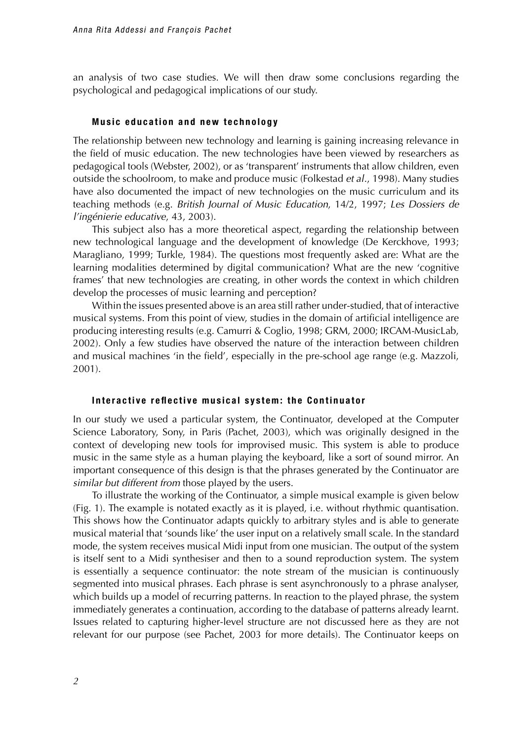an analysis of two case studies. We will then draw some conclusions regarding the psychological and pedagogical implications of our study.

## Music education and new technology

The relationship between new technology and learning is gaining increasing relevance in the field of music education. The new technologies have been viewed by researchers as pedagogical tools (Webster, 2002), or as 'transparent' instruments that allow children, even outside the schoolroom, to make and produce music (Folkestad *et al*., 1998). Many studies have also documented the impact of new technologies on the music curriculum and its teaching methods (e.g. *British Journal of Music Education*, 14/2, 1997; *Les Dossiers de l'ingénierie educative*, 43, 2003).

This subject also has a more theoretical aspect, regarding the relationship between new technological language and the development of knowledge (De Kerckhove, 1993; Maragliano, 1999; Turkle, 1984). The questions most frequently asked are: What are the learning modalities determined by digital communication? What are the new 'cognitive frames' that new technologies are creating, in other words the context in which children develop the processes of music learning and perception?

Within the issues presented above is an area still rather under-studied, that of interactive musical systems. From this point of view, studies in the domain of artificial intelligence are producing interesting results (e.g. Camurri & Coglio, 1998; GRM, 2000; IRCAM-MusicLab, 2002). Only a few studies have observed the nature of the interaction between children and musical machines 'in the field', especially in the pre-school age range (e.g. Mazzoli, 2001).

## Interactive reflective musical system: the Continuator

In our study we used a particular system, the Continuator, developed at the Computer Science Laboratory, Sony, in Paris (Pachet, 2003), which was originally designed in the context of developing new tools for improvised music. This system is able to produce music in the same style as a human playing the keyboard, like a sort of sound mirror. An important consequence of this design is that the phrases generated by the Continuator are *similar but different from* those played by the users.

To illustrate the working of the Continuator, a simple musical example is given below (Fig. 1). The example is notated exactly as it is played, i.e. without rhythmic quantisation. This shows how the Continuator adapts quickly to arbitrary styles and is able to generate musical material that 'sounds like' the user input on a relatively small scale. In the standard mode, the system receives musical Midi input from one musician. The output of the system is itself sent to a Midi synthesiser and then to a sound reproduction system. The system is essentially a sequence continuator: the note stream of the musician is continuously segmented into musical phrases. Each phrase is sent asynchronously to a phrase analyser, which builds up a model of recurring patterns. In reaction to the played phrase, the system immediately generates a continuation, according to the database of patterns already learnt. Issues related to capturing higher-level structure are not discussed here as they are not relevant for our purpose (see Pachet, 2003 for more details). The Continuator keeps on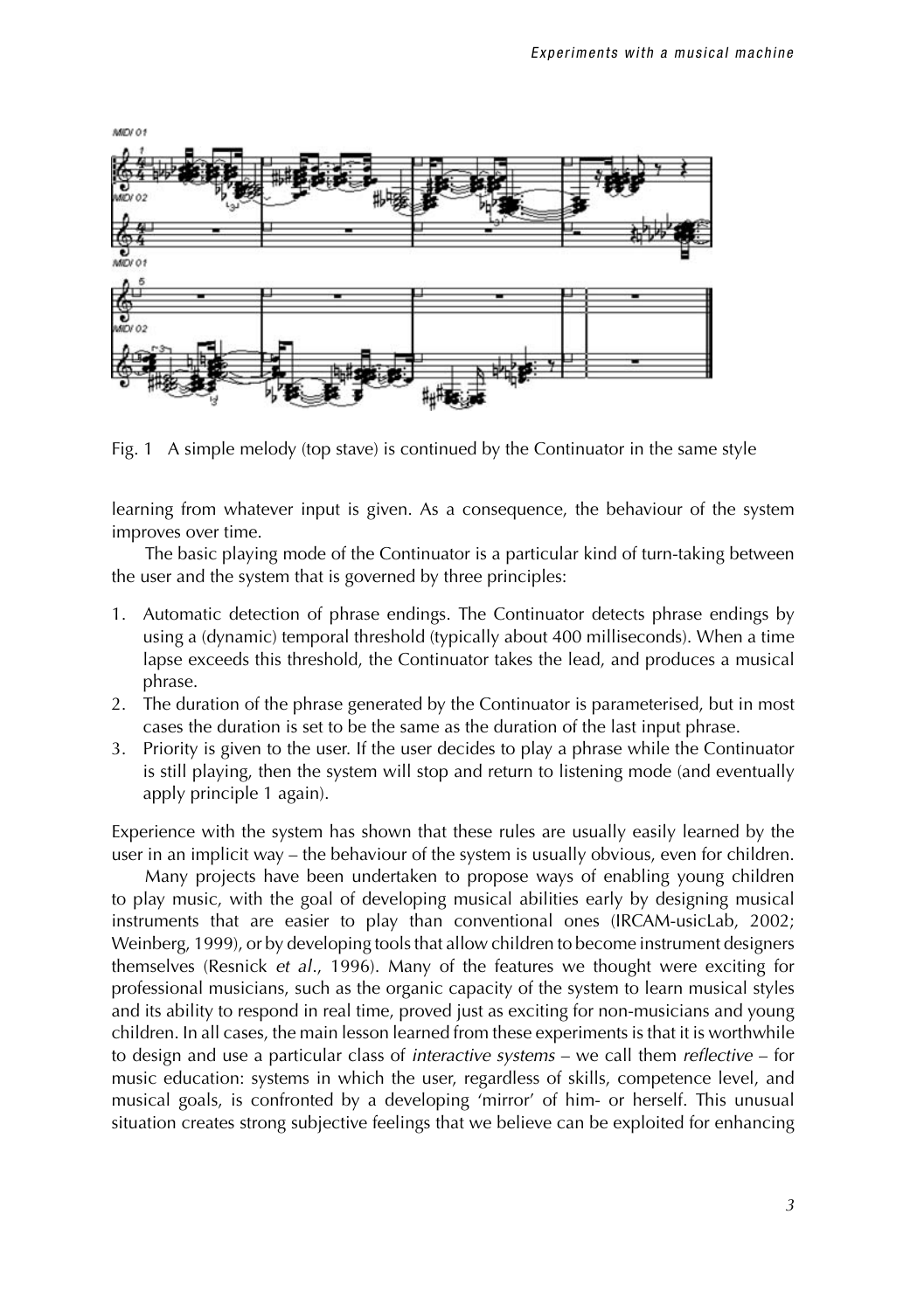Fig. 1 A simple melody (top stave) is continued by the Continuator in the same style

learning from whatever input is given. As a consequence, the behaviour of the system improves over time.

The basic playing mode of the Continuator is a particular kind of turn-taking between the user and the system that is governed by three principles:

1. Automatic detection of phrase endings. The Continuator detects phrase endings by using a (dynamic) temporal threshold (typically about 400 milliseconds). When a time lapse exceeds this threshold, the Continuator takes the lead, and produces a musical phrase.
2. The duration of the phrase generated by the Continuator is parameterised, but in most cases the duration is set to be the same as the duration of the last input phrase.
3. Priority is given to the user. If the user decides to play a phrase while the Continuator is still playing, then the system will stop and return to listening mode (and eventually apply principle 1 again).

Experience with the system has shown that these rules are usually easily learned by the user in an implicit way – the behaviour of the system is usually obvious, even for children.

Many projects have been undertaken to propose ways of enabling young children to play music, with the goal of developing musical abilities early by designing musical instruments that are easier to play than conventional ones (IRCAM-usicLab, 2002; Weinberg, 1999), or by developing tools that allow children to become instrument designers themselves (Resnick *et al.*, 1996). Many of the features we thought were exciting for professional musicians, such as the organic capacity of the system to learn musical styles and its ability to respond in real time, proved just as exciting for non-musicians and young children. In all cases, the main lesson learned from these experiments is that it is worthwhile to design and use a particular class of *interactive systems* – we call them *reflective* – for music education: systems in which the user, regardless of skills, competence level, and musical goals, is confronted by a developing 'mirror' of him- or herself. This unusual situation creates strong subjective feelings that we believe can be exploited for enhancing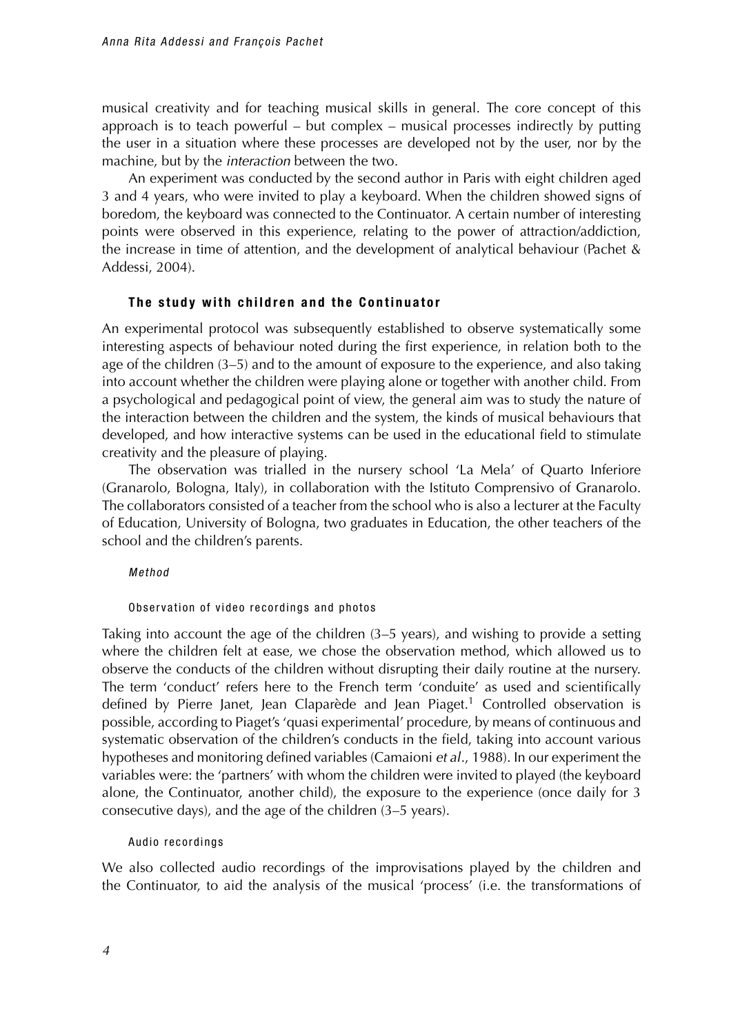musical creativity and for teaching musical skills in general. The core concept of this approach is to teach powerful – but complex – musical processes indirectly by putting the user in a situation where these processes are developed not by the user, nor by the machine, but by the *interaction* between the two.

An experiment was conducted by the second author in Paris with eight children aged 3 and 4 years, who were invited to play a keyboard. When the children showed signs of boredom, the keyboard was connected to the Continuator. A certain number of interesting points were observed in this experience, relating to the power of attraction/addiction, the increase in time of attention, and the development of analytical behaviour (Pachet & Addessi, 2004).

## The study with children and the Continuator

An experimental protocol was subsequently established to observe systematically some interesting aspects of behaviour noted during the first experience, in relation both to the age of the children (3–5) and to the amount of exposure to the experience, and also taking into account whether the children were playing alone or together with another child. From a psychological and pedagogical point of view, the general aim was to study the nature of the interaction between the children and the system, the kinds of musical behaviours that developed, and how interactive systems can be used in the educational field to stimulate creativity and the pleasure of playing.

The observation was trialled in the nursery school 'La Mela' of Quarto Inferiore (Granarolo, Bologna, Italy), in collaboration with the Istituto Comprensivo of Granarolo. The collaborators consisted of a teacher from the school who is also a lecturer at the Faculty of Education, University of Bologna, two graduates in Education, the other teachers of the school and the children's parents.

### *Method*

#### Observation of video recordings and photos

Taking into account the age of the children (3–5 years), and wishing to provide a setting where the children felt at ease, we chose the observation method, which allowed us to observe the conducts of the children without disrupting their daily routine at the nursery. The term 'conduct' refers here to the French term 'conduite' as used and scientifically defined by Pierre Janet, Jean Claparède and Jean Piaget.[1] Controlled observation is possible, according to Piaget's 'quasi experimental' procedure, by means of continuous and systematic observation of the children's conducts in the field, taking into account various hypotheses and monitoring defined variables (Camaioni *et al*., 1988). In our experiment the variables were: the 'partners' with whom the children were invited to played (the keyboard alone, the Continuator, another child), the exposure to the experience (once daily for 3 consecutive days), and the age of the children (3–5 years).

#### Audio recordings

We also collected audio recordings of the improvisations played by the children and the Continuator, to aid the analysis of the musical 'process' (i.e. the transformations of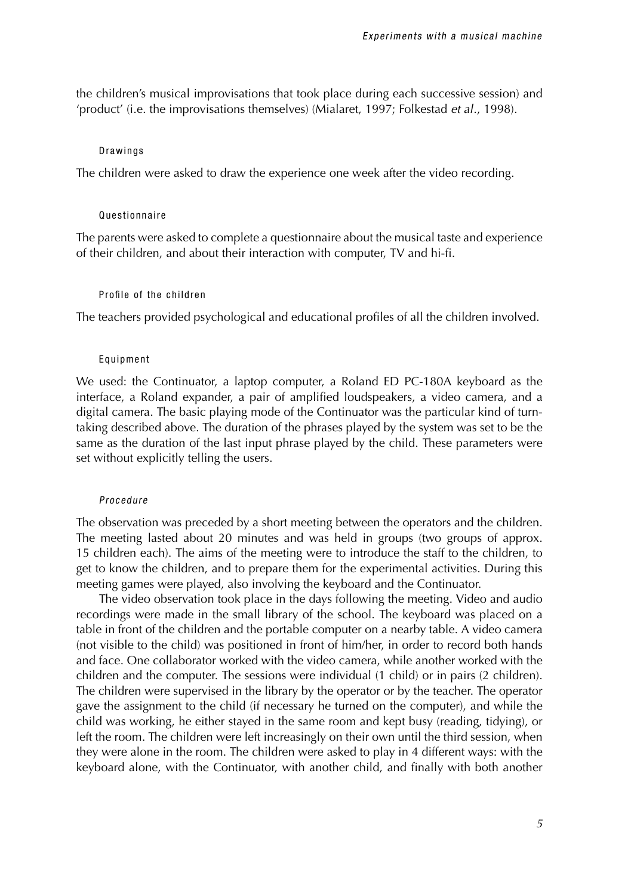the children's musical improvisations that took place during each successive session) and 'product' (i.e. the improvisations themselves) (Mialaret, 1997; Folkestad *et al*., 1998).

#### Drawings

The children were asked to draw the experience one week after the video recording.

#### Questionnaire

The parents were asked to complete a questionnaire about the musical taste and experience of their children, and about their interaction with computer, TV and hi-fi.

#### Profile of the children

The teachers provided psychological and educational profiles of all the children involved.

#### Equipment

We used: the Continuator, a laptop computer, a Roland ED PC-180A keyboard as the interface, a Roland expander, a pair of amplified loudspeakers, a video camera, and a digital camera. The basic playing mode of the Continuator was the particular kind of turn-taking described above. The duration of the phrases played by the system was set to be the same as the duration of the last input phrase played by the child. These parameters were set without explicitly telling the users.

#### *Procedure*

The observation was preceded by a short meeting between the operators and the children. The meeting lasted about 20 minutes and was held in groups (two groups of approx. 15 children each). The aims of the meeting were to introduce the staff to the children, to get to know the children, and to prepare them for the experimental activities. During this meeting games were played, also involving the keyboard and the Continuator.

The video observation took place in the days following the meeting. Video and audio recordings were made in the small library of the school. The keyboard was placed on a table in front of the children and the portable computer on a nearby table. A video camera (not visible to the child) was positioned in front of him/her, in order to record both hands and face. One collaborator worked with the video camera, while another worked with the children and the computer. The sessions were individual (1 child) or in pairs (2 children). The children were supervised in the library by the operator or by the teacher. The operator gave the assignment to the child (if necessary he turned on the computer), and while the child was working, he either stayed in the same room and kept busy (reading, tidying), or left the room. The children were left increasingly on their own until the third session, when they were alone in the room. The children were asked to play in 4 different ways: with the keyboard alone, with the Continuator, with another child, and finally with both another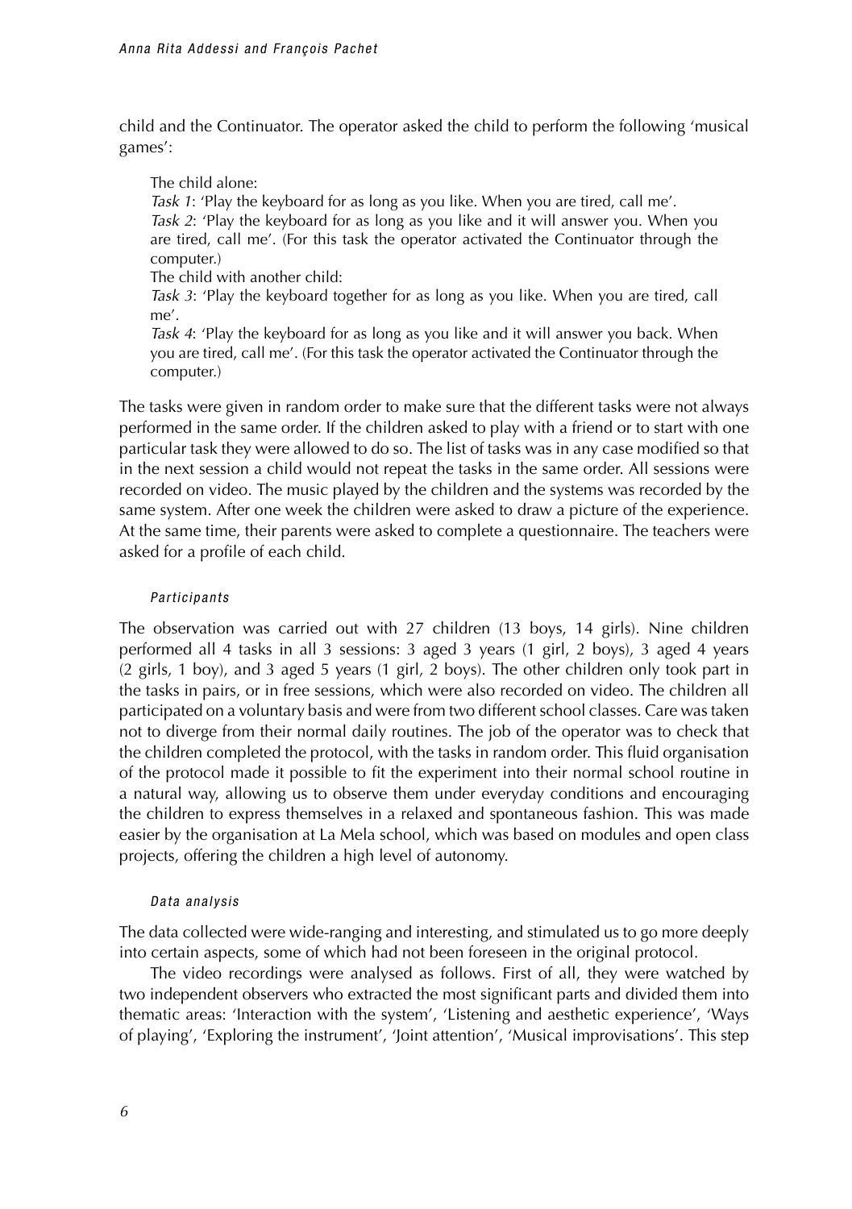child and the Continuator. The operator asked the child to perform the following 'musical games':

> The child alone:
> *Task 1*: 'Play the keyboard for as long as you like. When you are tired, call me'.
> *Task 2*: 'Play the keyboard for as long as you like and it will answer you. When you are tired, call me'. (For this task the operator activated the Continuator through the computer.)
> The child with another child:
> *Task 3*: 'Play the keyboard together for as long as you like. When you are tired, call me'.
> *Task 4*: 'Play the keyboard for as long as you like and it will answer you back. When you are tired, call me'. (For this task the operator activated the Continuator through the computer.)

The tasks were given in random order to make sure that the different tasks were not always performed in the same order. If the children asked to play with a friend or to start with one particular task they were allowed to do so. The list of tasks was in any case modified so that in the next session a child would not repeat the tasks in the same order. All sessions were recorded on video. The music played by the children and the systems was recorded by the same system. After one week the children were asked to draw a picture of the experience. At the same time, their parents were asked to complete a questionnaire. The teachers were asked for a profile of each child.

#### *Participants*

The observation was carried out with 27 children (13 boys, 14 girls). Nine children performed all 4 tasks in all 3 sessions: 3 aged 3 years (1 girl, 2 boys), 3 aged 4 years (2 girls, 1 boy), and 3 aged 5 years (1 girl, 2 boys). The other children only took part in the tasks in pairs, or in free sessions, which were also recorded on video. The children all participated on a voluntary basis and were from two different school classes. Care was taken not to diverge from their normal daily routines. The job of the operator was to check that the children completed the protocol, with the tasks in random order. This fluid organisation of the protocol made it possible to fit the experiment into their normal school routine in a natural way, allowing us to observe them under everyday conditions and encouraging the children to express themselves in a relaxed and spontaneous fashion. This was made easier by the organisation at La Mela school, which was based on modules and open class projects, offering the children a high level of autonomy.

#### *Data analysis*

The data collected were wide-ranging and interesting, and stimulated us to go more deeply into certain aspects, some of which had not been foreseen in the original protocol.

The video recordings were analysed as follows. First of all, they were watched by two independent observers who extracted the most significant parts and divided them into thematic areas: 'Interaction with the system', 'Listening and aesthetic experience', 'Ways of playing', 'Exploring the instrument', 'Joint attention', 'Musical improvisations'. This step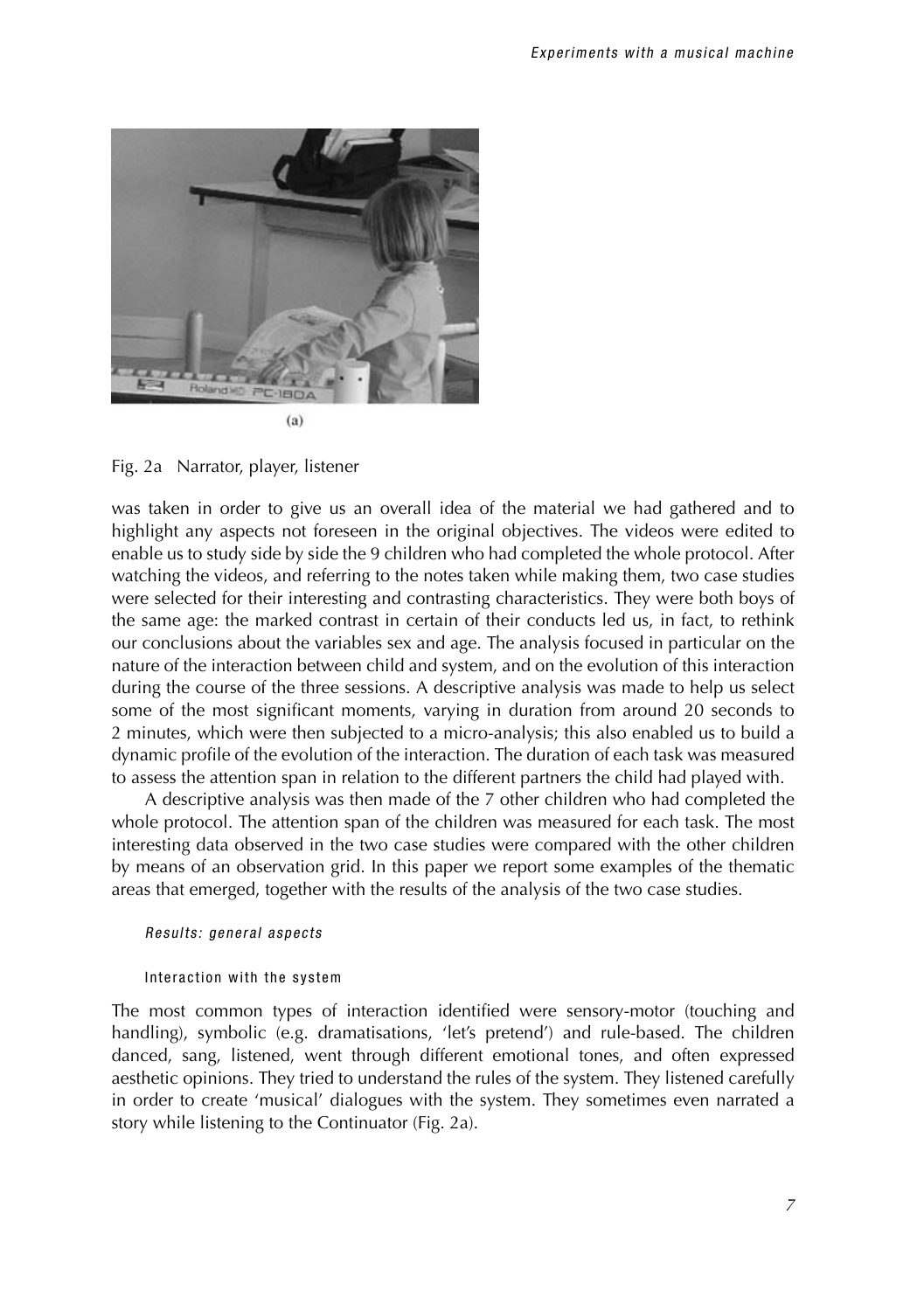(a)

Fig. 2a Narrator, player, listener

was taken in order to give us an overall idea of the material we had gathered and to highlight any aspects not foreseen in the original objectives. The videos were edited to enable us to study side by side the 9 children who had completed the whole protocol. After watching the videos, and referring to the notes taken while making them, two case studies were selected for their interesting and contrasting characteristics. They were both boys of the same age: the marked contrast in certain of their conducts led us, in fact, to rethink our conclusions about the variables sex and age. The analysis focused in particular on the nature of the interaction between child and system, and on the evolution of this interaction during the course of the three sessions. A descriptive analysis was made to help us select some of the most significant moments, varying in duration from around 20 seconds to 2 minutes, which were then subjected to a micro-analysis; this also enabled us to build a dynamic profile of the evolution of the interaction. The duration of each task was measured to assess the attention span in relation to the different partners the child had played with.

A descriptive analysis was then made of the 7 other children who had completed the whole protocol. The attention span of the children was measured for each task. The most interesting data observed in the two case studies were compared with the other children by means of an observation grid. In this paper we report some examples of the thematic areas that emerged, together with the results of the analysis of the two case studies.

### *Results: general aspects*

#### Interaction with the system

The most common types of interaction identified were sensory-motor (touching and handling), symbolic (e.g. dramatisations, 'let's pretend') and rule-based. The children danced, sang, listened, went through different emotional tones, and often expressed aesthetic opinions. They tried to understand the rules of the system. They listened carefully in order to create 'musical' dialogues with the system. They sometimes even narrated a story while listening to the Continuator (Fig. 2a).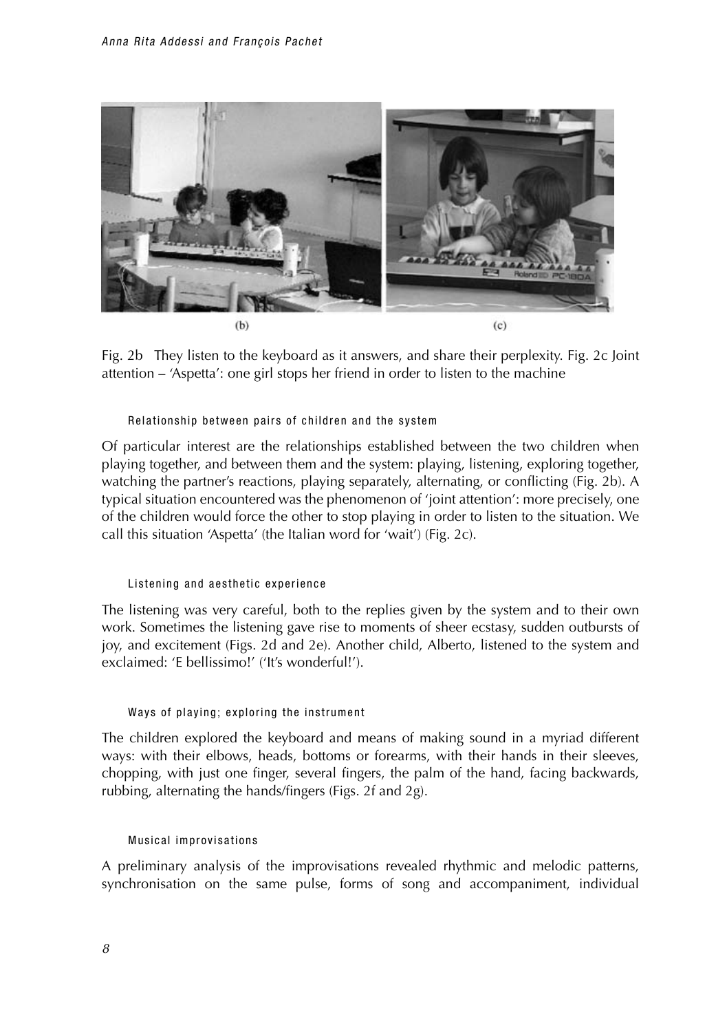(b) (c)

Fig. 2b They listen to the keyboard as it answers, and share their perplexity. Fig. 2c Joint attention – 'Aspetta': one girl stops her friend in order to listen to the machine

### Relationship between pairs of children and the system

Of particular interest are the relationships established between the two children when playing together, and between them and the system: playing, listening, exploring together, watching the partner's reactions, playing separately, alternating, or conflicting (Fig. 2b). A typical situation encountered was the phenomenon of 'joint attention': more precisely, one of the children would force the other to stop playing in order to listen to the situation. We call this situation 'Aspetta' (the Italian word for 'wait') (Fig. 2c).

### Listening and aesthetic experience

The listening was very careful, both to the replies given by the system and to their own work. Sometimes the listening gave rise to moments of sheer ecstasy, sudden outbursts of joy, and excitement (Figs. 2d and 2e). Another child, Alberto, listened to the system and exclaimed: 'E bellissimo!' ('It's wonderful!').

### Ways of playing; exploring the instrument

The children explored the keyboard and means of making sound in a myriad different ways: with their elbows, heads, bottoms or forearms, with their hands in their sleeves, chopping, with just one finger, several fingers, the palm of the hand, facing backwards, rubbing, alternating the hands/fingers (Figs. 2f and 2g).

### Musical improvisations

A preliminary analysis of the improvisations revealed rhythmic and melodic patterns, synchronisation on the same pulse, forms of song and accompaniment, individual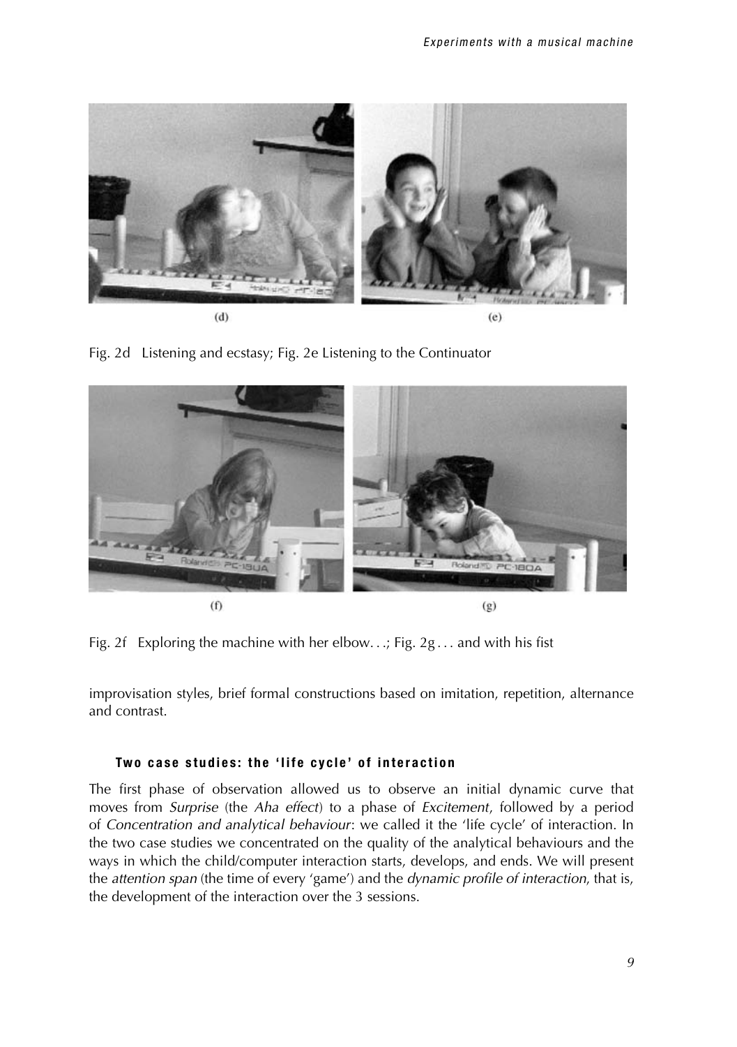(d)

(e)

Fig. 2d Listening and ecstasy; Fig. 2e Listening to the Continuator

(f)

(g)

Fig. 2f Exploring the machine with her elbow. . .; Fig. 2g . . . and with his fist

improvisation styles, brief formal constructions based on imitation, repetition, alternance and contrast.

### Two case studies: the 'life cycle' of interaction

The first phase of observation allowed us to observe an initial dynamic curve that moves from *Surprise* (the *Aha effect*) to a phase of *Excitement*, followed by a period of *Concentration and analytical behaviour*: we called it the 'life cycle' of interaction. In the two case studies we concentrated on the quality of the analytical behaviours and the ways in which the child/computer interaction starts, develops, and ends. We will present the *attention span* (the time of every 'game') and the *dynamic profile of interaction*, that is, the development of the interaction over the 3 sessions.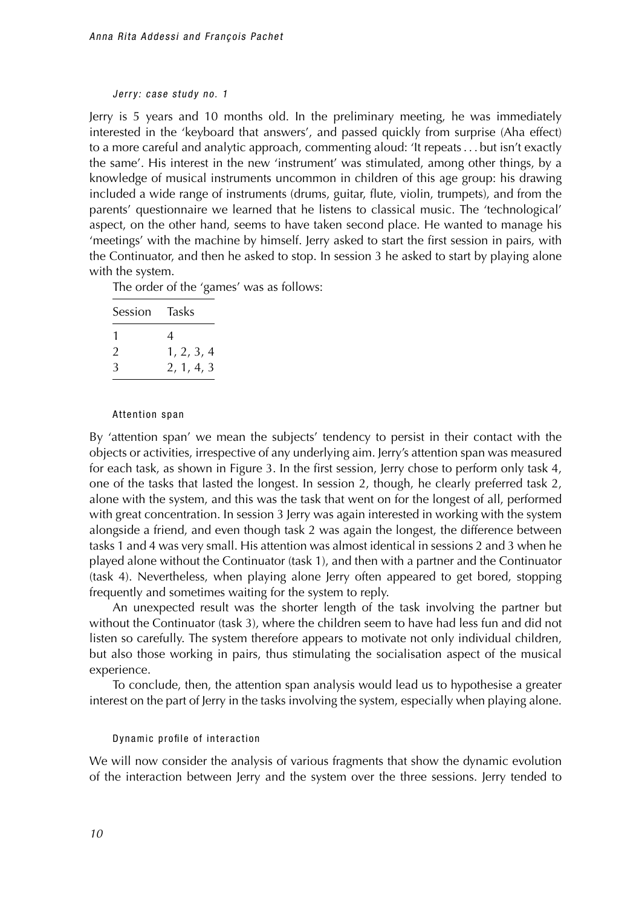*Jerry: case study no. 1*

Jerry is 5 years and 10 months old. In the preliminary meeting, he was immediately interested in the 'keyboard that answers', and passed quickly from surprise (Aha effect) to a more careful and analytic approach, commenting aloud: 'It repeats . . . but isn't exactly the same'. His interest in the new 'instrument' was stimulated, among other things, by a knowledge of musical instruments uncommon in children of this age group: his drawing included a wide range of instruments (drums, guitar, flute, violin, trumpets), and from the parents' questionnaire we learned that he listens to classical music. The 'technological' aspect, on the other hand, seems to have taken second place. He wanted to manage his 'meetings' with the machine by himself. Jerry asked to start the first session in pairs, with the Continuator, and then he asked to stop. In session 3 he asked to start by playing alone with the system.

The order of the 'games' was as follows:

| Session | Tasks |
|---|---|
| 1 | 4 |
| 2 | 1, 2, 3, 4 |
| 3 | 2, 1, 4, 3 |

#### Attention span

By 'attention span' we mean the subjects' tendency to persist in their contact with the objects or activities, irrespective of any underlying aim. Jerry's attention span was measured for each task, as shown in Figure 3. In the first session, Jerry chose to perform only task 4, one of the tasks that lasted the longest. In session 2, though, he clearly preferred task 2, alone with the system, and this was the task that went on for the longest of all, performed with great concentration. In session 3 Jerry was again interested in working with the system alongside a friend, and even though task 2 was again the longest, the difference between tasks 1 and 4 was very small. His attention was almost identical in sessions 2 and 3 when he played alone without the Continuator (task 1), and then with a partner and the Continuator (task 4). Nevertheless, when playing alone Jerry often appeared to get bored, stopping frequently and sometimes waiting for the system to reply.

An unexpected result was the shorter length of the task involving the partner but without the Continuator (task 3), where the children seem to have had less fun and did not listen so carefully. The system therefore appears to motivate not only individual children, but also those working in pairs, thus stimulating the socialisation aspect of the musical experience.

To conclude, then, the attention span analysis would lead us to hypothesise a greater interest on the part of Jerry in the tasks involving the system, especially when playing alone.

#### Dynamic profile of interaction

We will now consider the analysis of various fragments that show the dynamic evolution of the interaction between Jerry and the system over the three sessions. Jerry tended to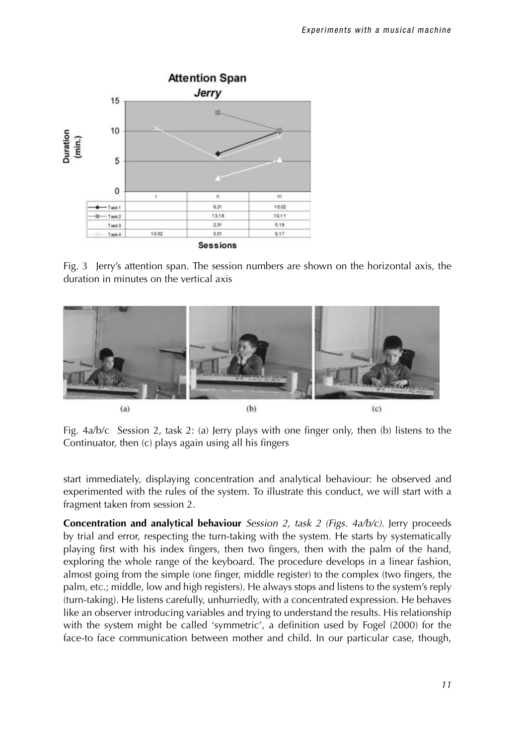Fig. 3 Jerry's attention span. The session numbers are shown on the horizontal axis, the duration in minutes on the vertical axis

Fig. 4a/b/c Session 2, task 2: (a) Jerry plays with one finger only, then (b) listens to the Continuator, then (c) plays again using all his fingers

start immediately, displaying concentration and analytical behaviour: he observed and experimented with the rules of the system. To illustrate this conduct, we will start with a fragment taken from session 2.

**Concentration and analytical behaviour** *Session 2, task 2 (Figs. 4a/b/c).* Jerry proceeds by trial and error, respecting the turn-taking with the system. He starts by systematically playing first with his index fingers, then two fingers, then with the palm of the hand, exploring the whole range of the keyboard. The procedure develops in a linear fashion, almost going from the simple (one finger, middle register) to the complex (two fingers, the palm, etc.; middle, low and high registers). He always stops and listens to the system's reply (turn-taking). He listens carefully, unhurriedly, with a concentrated expression. He behaves like an observer introducing variables and trying to understand the results. His relationship with the system might be called 'symmetric', a definition used by Fogel (2000) for the face-to face communication between mother and child. In our particular case, though,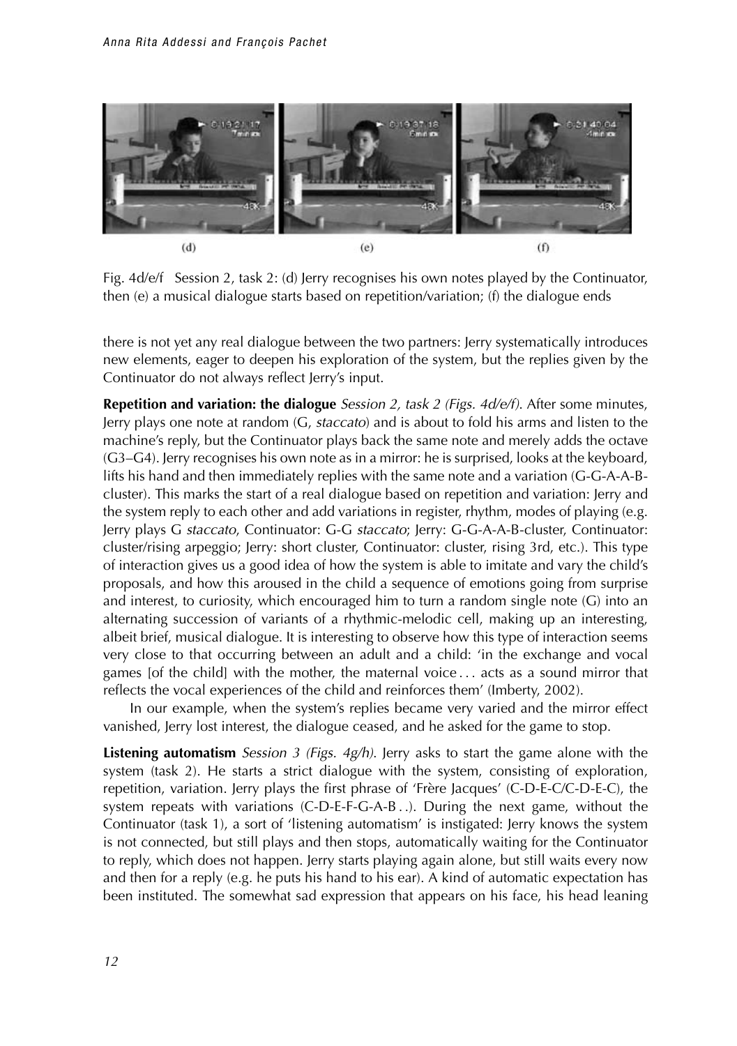(d) (e) (f)

Fig. 4d/e/f Session 2, task 2: (d) Jerry recognises his own notes played by the Continuator, then (e) a musical dialogue starts based on repetition/variation; (f) the dialogue ends

there is not yet any real dialogue between the two partners: Jerry systematically introduces new elements, eager to deepen his exploration of the system, but the replies given by the Continuator do not always reflect Jerry's input.

**Repetition and variation: the dialogue** *Session 2, task 2 (Figs. 4d/e/f)*. After some minutes, Jerry plays one note at random (G, *staccato*) and is about to fold his arms and listen to the machine's reply, but the Continuator plays back the same note and merely adds the octave (G3–G4). Jerry recognises his own note as in a mirror: he is surprised, looks at the keyboard, lifts his hand and then immediately replies with the same note and a variation (G-G-A-A-B-cluster). This marks the start of a real dialogue based on repetition and variation: Jerry and the system reply to each other and add variations in register, rhythm, modes of playing (e.g. Jerry plays G *staccato*, Continuator: G-G *staccato*; Jerry: G-G-A-A-B-cluster, Continuator: cluster/rising arpeggio; Jerry: short cluster, Continuator: cluster, rising 3rd, etc.). This type of interaction gives us a good idea of how the system is able to imitate and vary the child's proposals, and how this aroused in the child a sequence of emotions going from surprise and interest, to curiosity, which encouraged him to turn a random single note (G) into an alternating succession of variants of a rhythmic-melodic cell, making up an interesting, albeit brief, musical dialogue. It is interesting to observe how this type of interaction seems very close to that occurring between an adult and a child: 'in the exchange and vocal games [of the child] with the mother, the maternal voice . . . acts as a sound mirror that reflects the vocal experiences of the child and reinforces them' (Imberty, 2002).

In our example, when the system's replies became very varied and the mirror effect vanished, Jerry lost interest, the dialogue ceased, and he asked for the game to stop.

**Listening automatism** *Session 3 (Figs. 4g/h)*. Jerry asks to start the game alone with the system (task 2). He starts a strict dialogue with the system, consisting of exploration, repetition, variation. Jerry plays the first phrase of 'Frère Jacques' (C-D-E-C/C-D-E-C), the system repeats with variations (C-D-E-F-G-A-B . .). During the next game, without the Continuator (task 1), a sort of 'listening automatism' is instigated: Jerry knows the system is not connected, but still plays and then stops, automatically waiting for the Continuator to reply, which does not happen. Jerry starts playing again alone, but still waits every now and then for a reply (e.g. he puts his hand to his ear). A kind of automatic expectation has been instituted. The somewhat sad expression that appears on his face, his head leaning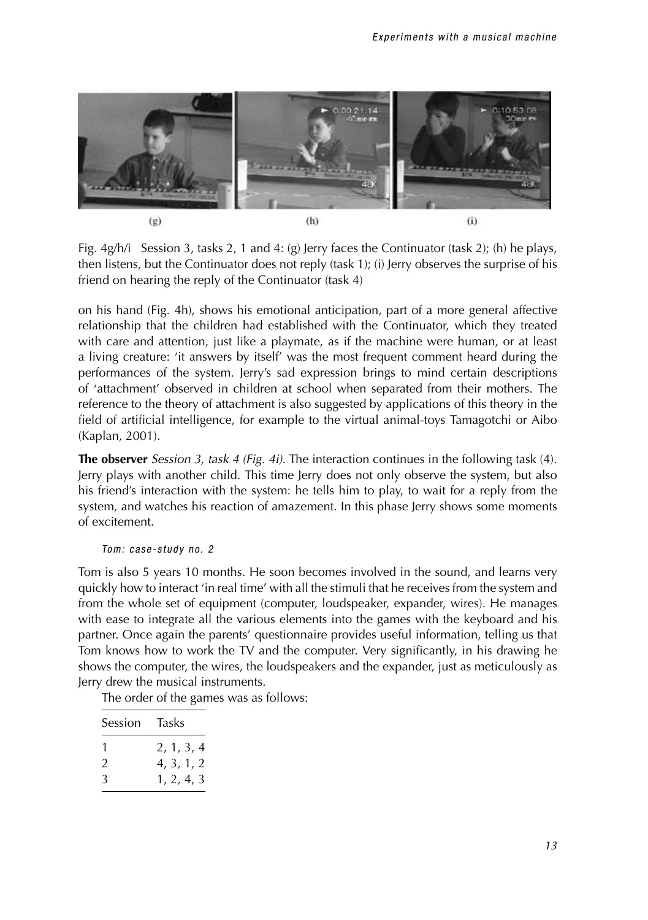Fig. 4g/h/i Session 3, tasks 2, 1 and 4: (g) Jerry faces the Continuator (task 2); (h) he plays, then listens, but the Continuator does not reply (task 1); (i) Jerry observes the surprise of his friend on hearing the reply of the Continuator (task 4)

on his hand (Fig. 4h), shows his emotional anticipation, part of a more general affective relationship that the children had established with the Continuator, which they treated with care and attention, just like a playmate, as if the machine were human, or at least a living creature: 'it answers by itself' was the most frequent comment heard during the performances of the system. Jerry's sad expression brings to mind certain descriptions of 'attachment' observed in children at school when separated from their mothers. The reference to the theory of attachment is also suggested by applications of this theory in the field of artificial intelligence, for example to the virtual animal-toys Tamagotchi or Aibo (Kaplan, 2001).

**The observer** *Session 3, task 4 (Fig. 4i).* The interaction continues in the following task (4). Jerry plays with another child. This time Jerry does not only observe the system, but also his friend's interaction with the system: he tells him to play, to wait for a reply from the system, and watches his reaction of amazement. In this phase Jerry shows some moments of excitement.

*Tom: case-study no. 2*

Tom is also 5 years 10 months. He soon becomes involved in the sound, and learns very quickly how to interact 'in real time' with all the stimuli that he receives from the system and from the whole set of equipment (computer, loudspeaker, expander, wires). He manages with ease to integrate all the various elements into the games with the keyboard and his partner. Once again the parents' questionnaire provides useful information, telling us that Tom knows how to work the TV and the computer. Very significantly, in his drawing he shows the computer, the wires, the loudspeakers and the expander, just as meticulously as Jerry drew the musical instruments.

The order of the games was as follows:

| Session | Tasks |
|---|---|
| 1 | 2, 1, 3, 4 |
| 2 | 4, 3, 1, 2 |
| 3 | 1, 2, 4, 3 |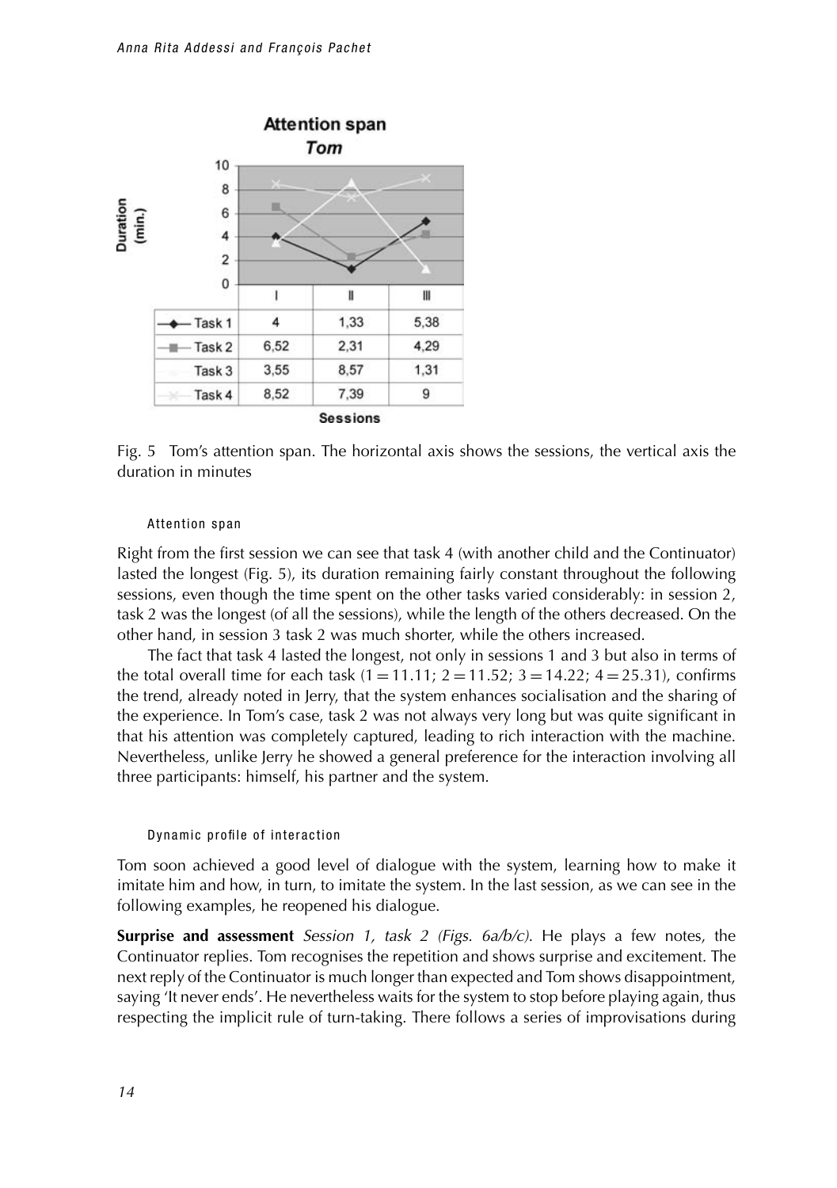**Attention span**
***Tom***

| | I | II | III |
|---|---|---|---|
| Task 1 | 4 | 1,33 | 5,38 |
| Task 2 | 6,52 | 2,31 | 4,29 |
| Task 3 | 3,55 | 8,57 | 1,31 |
| Task 4 | 8,52 | 7,39 | 9 |

Fig. 5 Tom's attention span. The horizontal axis shows the sessions, the vertical axis the duration in minutes

#### Attention span

Right from the first session we can see that task 4 (with another child and the Continuator) lasted the longest (Fig. 5), its duration remaining fairly constant throughout the following sessions, even though the time spent on the other tasks varied considerably: in session 2, task 2 was the longest (of all the sessions), while the length of the others decreased. On the other hand, in session 3 task 2 was much shorter, while the others increased.

The fact that task 4 lasted the longest, not only in sessions 1 and 3 but also in terms of the total overall time for each task (1 = 11.11; 2 = 11.52; 3 = 14.22; 4 = 25.31), confirms the trend, already noted in Jerry, that the system enhances socialisation and the sharing of the experience. In Tom's case, task 2 was not always very long but was quite significant in that his attention was completely captured, leading to rich interaction with the machine. Nevertheless, unlike Jerry he showed a general preference for the interaction involving all three participants: himself, his partner and the system.

#### Dynamic profile of interaction

Tom soon achieved a good level of dialogue with the system, learning how to make it imitate him and how, in turn, to imitate the system. In the last session, as we can see in the following examples, he reopened his dialogue.

**Surprise and assessment** *Session 1, task 2 (Figs. 6a/b/c).* He plays a few notes, the Continuator replies. Tom recognises the repetition and shows surprise and excitement. The next reply of the Continuator is much longer than expected and Tom shows disappointment, saying 'It never ends'. He nevertheless waits for the system to stop before playing again, thus respecting the implicit rule of turn-taking. There follows a series of improvisations during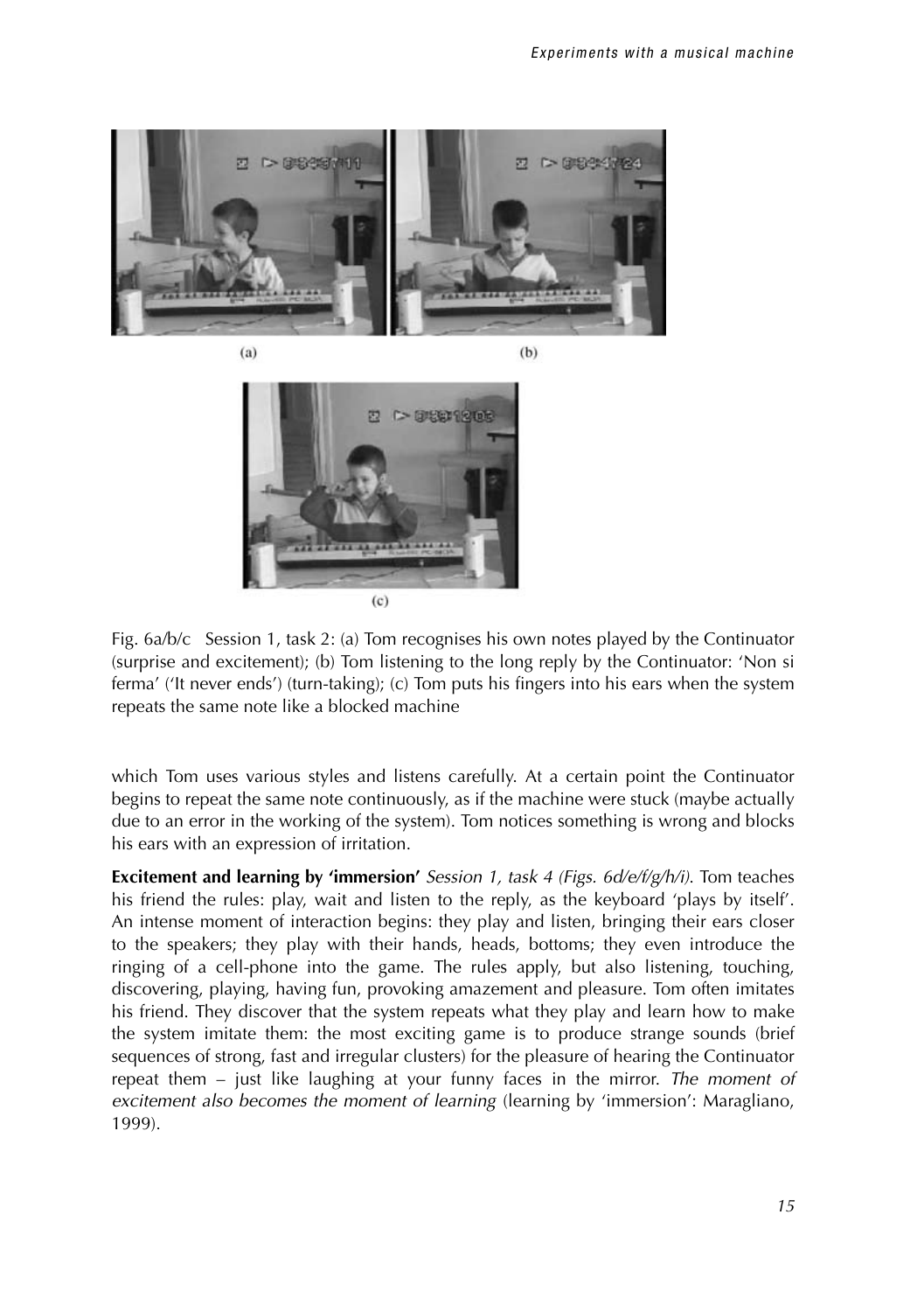(a) (b)

(c)

Fig. 6a/b/c Session 1, task 2: (a) Tom recognises his own notes played by the Continuator (surprise and excitement); (b) Tom listening to the long reply by the Continuator: 'Non si ferma' ('It never ends') (turn-taking); (c) Tom puts his fingers into his ears when the system repeats the same note like a blocked machine

which Tom uses various styles and listens carefully. At a certain point the Continuator begins to repeat the same note continuously, as if the machine were stuck (maybe actually due to an error in the working of the system). Tom notices something is wrong and blocks his ears with an expression of irritation.

**Excitement and learning by 'immersion'** *Session 1, task 4 (Figs. 6d/e/f/g/h/i).* Tom teaches his friend the rules: play, wait and listen to the reply, as the keyboard 'plays by itself'. An intense moment of interaction begins: they play and listen, bringing their ears closer to the speakers; they play with their hands, heads, bottoms; they even introduce the ringing of a cell-phone into the game. The rules apply, but also listening, touching, discovering, playing, having fun, provoking amazement and pleasure. Tom often imitates his friend. They discover that the system repeats what they play and learn how to make the system imitate them: the most exciting game is to produce strange sounds (brief sequences of strong, fast and irregular clusters) for the pleasure of hearing the Continuator repeat them – just like laughing at your funny faces in the mirror. *The moment of excitement also becomes the moment of learning* (learning by 'immersion': Maragliano, 1999).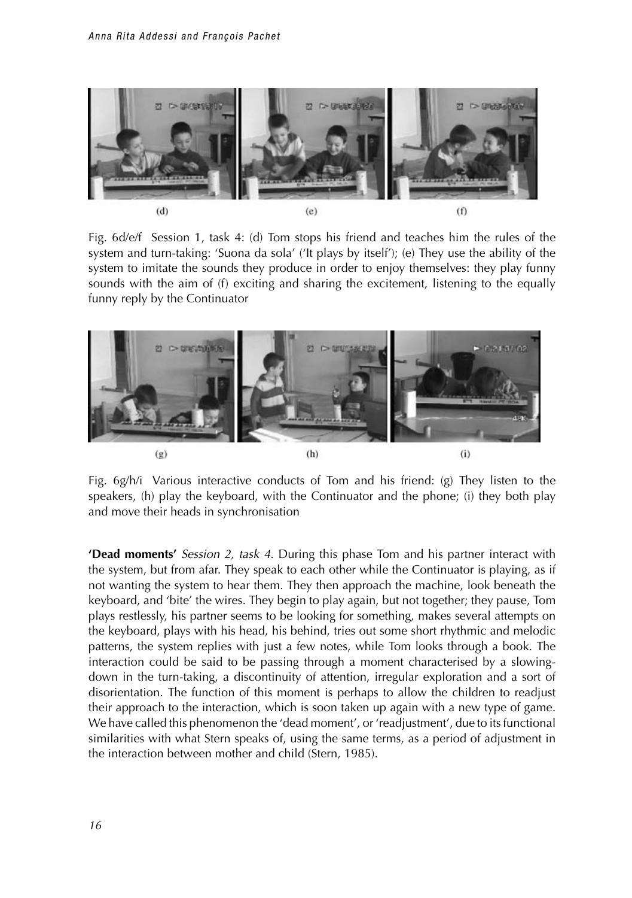(d) (e) (f)

Fig. 6d/e/f Session 1, task 4: (d) Tom stops his friend and teaches him the rules of the system and turn-taking: 'Suona da sola' ('It plays by itself'); (e) They use the ability of the system to imitate the sounds they produce in order to enjoy themselves: they play funny sounds with the aim of (f) exciting and sharing the excitement, listening to the equally funny reply by the Continuator

(g) (h) (i)

Fig. 6g/h/i Various interactive conducts of Tom and his friend: (g) They listen to the speakers, (h) play the keyboard, with the Continuator and the phone; (i) they both play and move their heads in synchronisation

**'Dead moments'** *Session 2, task 4.* During this phase Tom and his partner interact with the system, but from afar. They speak to each other while the Continuator is playing, as if not wanting the system to hear them. They then approach the machine, look beneath the keyboard, and 'bite' the wires. They begin to play again, but not together; they pause, Tom plays restlessly, his partner seems to be looking for something, makes several attempts on the keyboard, plays with his head, his behind, tries out some short rhythmic and melodic patterns, the system replies with just a few notes, while Tom looks through a book. The interaction could be said to be passing through a moment characterised by a slowing-down in the turn-taking, a discontinuity of attention, irregular exploration and a sort of disorientation. The function of this moment is perhaps to allow the children to readjust their approach to the interaction, which is soon taken up again with a new type of game. We have called this phenomenon the 'dead moment', or 'readjustment', due to its functional similarities with what Stern speaks of, using the same terms, as a period of adjustment in the interaction between mother and child (Stern, 1985).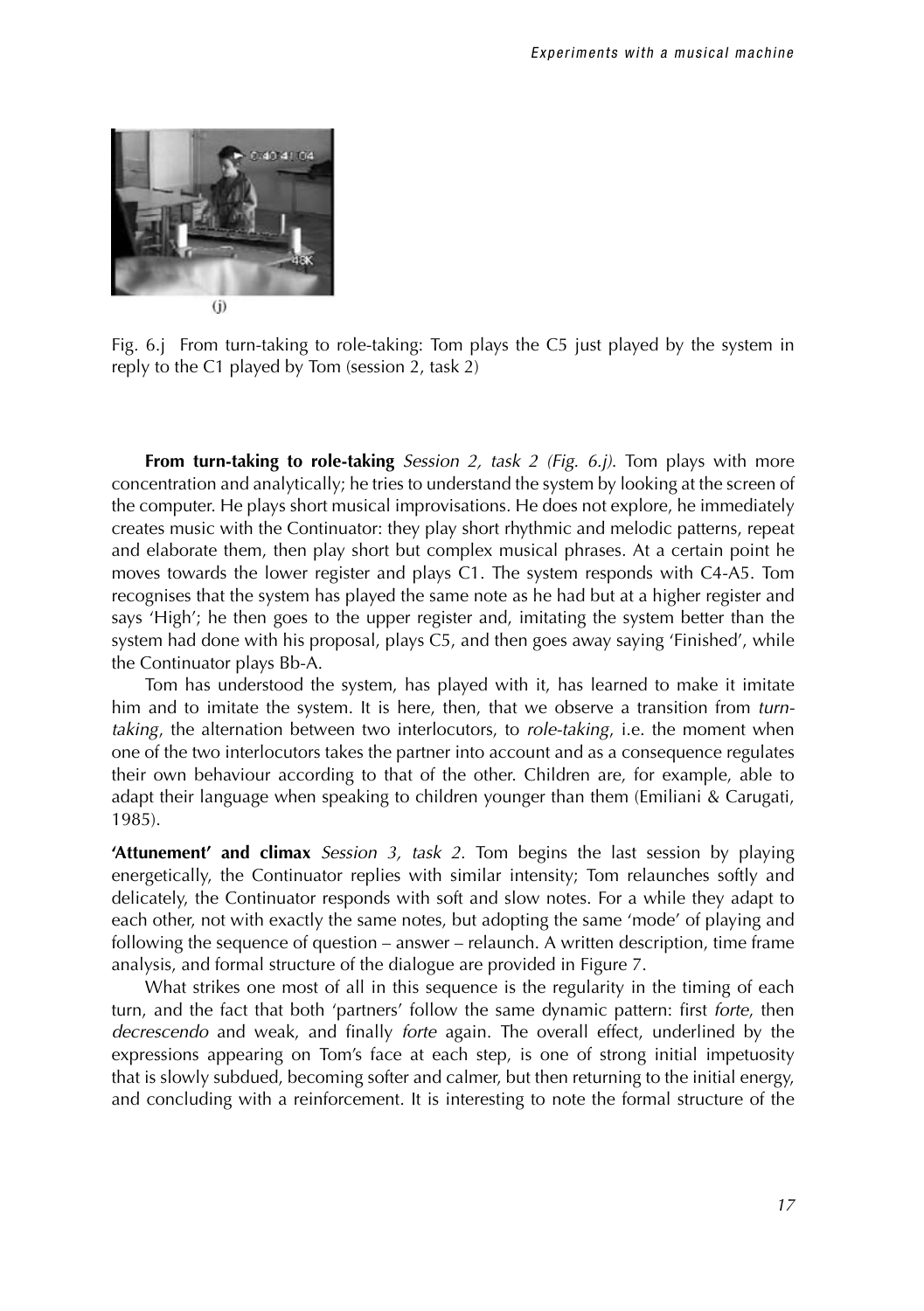Fig. 6.j From turn-taking to role-taking: Tom plays the C5 just played by the system in reply to the C1 played by Tom (session 2, task 2)

**From turn-taking to role-taking** *Session 2, task 2 (Fig. 6.j).* Tom plays with more concentration and analytically; he tries to understand the system by looking at the screen of the computer. He plays short musical improvisations. He does not explore, he immediately creates music with the Continuator: they play short rhythmic and melodic patterns, repeat and elaborate them, then play short but complex musical phrases. At a certain point he moves towards the lower register and plays C1. The system responds with C4-A5. Tom recognises that the system has played the same note as he had but at a higher register and says 'High'; he then goes to the upper register and, imitating the system better than the system had done with his proposal, plays C5, and then goes away saying 'Finished', while the Continuator plays Bb-A.

Tom has understood the system, has played with it, has learned to make it imitate him and to imitate the system. It is here, then, that we observe a transition from *turn-taking*, the alternation between two interlocutors, to *role-taking*, i.e. the moment when one of the two interlocutors takes the partner into account and as a consequence regulates their own behaviour according to that of the other. Children are, for example, able to adapt their language when speaking to children younger than them (Emiliani & Carugati, 1985).

**'Attunement' and climax** *Session 3, task 2.* Tom begins the last session by playing energetically, the Continuator replies with similar intensity; Tom relaunches softly and delicately, the Continuator responds with soft and slow notes. For a while they adapt to each other, not with exactly the same notes, but adopting the same 'mode' of playing and following the sequence of question – answer – relaunch. A written description, time frame analysis, and formal structure of the dialogue are provided in Figure 7.

What strikes one most of all in this sequence is the regularity in the timing of each turn, and the fact that both 'partners' follow the same dynamic pattern: first *forte*, then *decrescendo* and weak, and finally *forte* again. The overall effect, underlined by the expressions appearing on Tom's face at each step, is one of strong initial impetuosity that is slowly subdued, becoming softer and calmer, but then returning to the initial energy, and concluding with a reinforcement. It is interesting to note the formal structure of the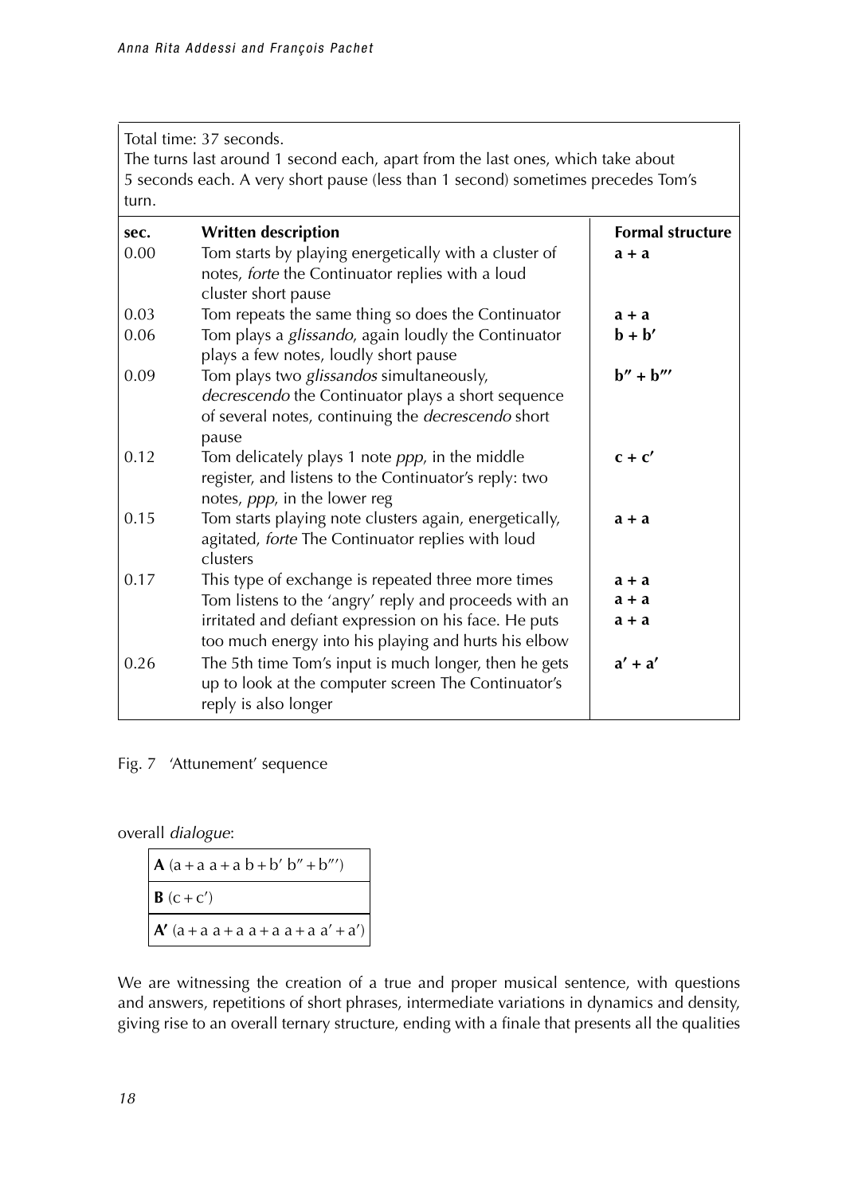Total time: 37 seconds.
The turns last around 1 second each, apart from the last ones, which take about 5 seconds each. A very short pause (less than 1 second) sometimes precedes Tom's turn.

| sec. | Written description | Formal structure |
|---|---|---|
| 0.00 | Tom starts by playing energetically with a cluster of notes, *forte* the Continuator replies with a loud cluster short pause | **a + a** |
| 0.03 | Tom repeats the same thing so does the Continuator | **a + a** |
| 0.06 | Tom plays a *glissando*, again loudly the Continuator plays a few notes, loudly short pause | **b + b′** |
| 0.09 | Tom plays two *glissandos* simultaneously, *decrescendo* the Continuator plays a short sequence of several notes, continuing the *decrescendo* short pause | **b″ + b‴** |
| 0.12 | Tom delicately plays 1 note *ppp*, in the middle register, and listens to the Continuator's reply: two notes, *ppp*, in the lower reg | **c + c′** |
| 0.15 | Tom starts playing note clusters again, energetically, agitated, *forte* The Continuator replies with loud clusters | **a + a** |
| 0.17 | This type of exchange is repeated three more times Tom listens to the 'angry' reply and proceeds with an irritated and defiant expression on his face. He puts too much energy into his playing and hurts his elbow | **a + a**<br>**a + a**<br>**a + a** |
| 0.26 | The 5th time Tom's input is much longer, then he gets up to look at the computer screen The Continuator's reply is also longer | **a′ + a′** |

Fig. 7 'Attunement' sequence

overall *dialogue*:

| |
|---|
| **A** (a + a a + a b + b′ b″ + b‴) |
| **B** (c + c′) |
| **A′** (a + a a + a a + a a + a a′ + a′) |

We are witnessing the creation of a true and proper musical sentence, with questions and answers, repetitions of short phrases, intermediate variations in dynamics and density, giving rise to an overall ternary structure, ending with a finale that presents all the qualities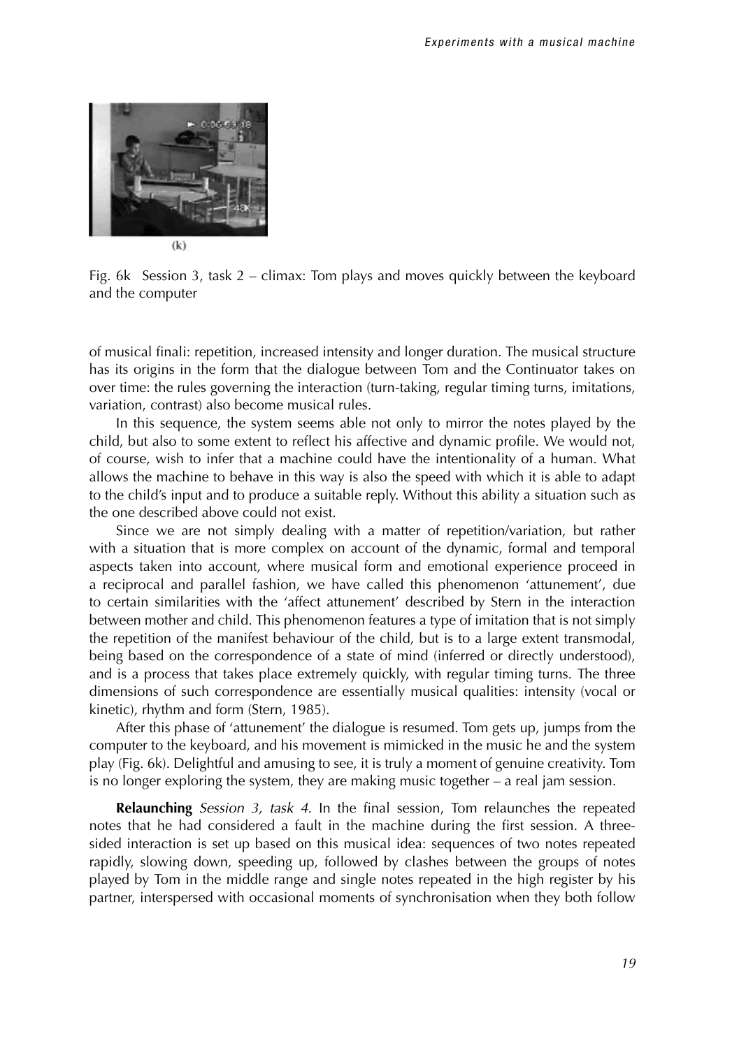(k)

Fig. 6k Session 3, task 2 – climax: Tom plays and moves quickly between the keyboard and the computer

of musical finali: repetition, increased intensity and longer duration. The musical structure has its origins in the form that the dialogue between Tom and the Continuator takes on over time: the rules governing the interaction (turn-taking, regular timing turns, imitations, variation, contrast) also become musical rules.

In this sequence, the system seems able not only to mirror the notes played by the child, but also to some extent to reflect his affective and dynamic profile. We would not, of course, wish to infer that a machine could have the intentionality of a human. What allows the machine to behave in this way is also the speed with which it is able to adapt to the child's input and to produce a suitable reply. Without this ability a situation such as the one described above could not exist.

Since we are not simply dealing with a matter of repetition/variation, but rather with a situation that is more complex on account of the dynamic, formal and temporal aspects taken into account, where musical form and emotional experience proceed in a reciprocal and parallel fashion, we have called this phenomenon 'attunement', due to certain similarities with the 'affect attunement' described by Stern in the interaction between mother and child. This phenomenon features a type of imitation that is not simply the repetition of the manifest behaviour of the child, but is to a large extent transmodal, being based on the correspondence of a state of mind (inferred or directly understood), and is a process that takes place extremely quickly, with regular timing turns. The three dimensions of such correspondence are essentially musical qualities: intensity (vocal or kinetic), rhythm and form (Stern, 1985).

After this phase of 'attunement' the dialogue is resumed. Tom gets up, jumps from the computer to the keyboard, and his movement is mimicked in the music he and the system play (Fig. 6k). Delightful and amusing to see, it is truly a moment of genuine creativity. Tom is no longer exploring the system, they are making music together – a real jam session.

**Relaunching** *Session 3, task 4*. In the final session, Tom relaunches the repeated notes that he had considered a fault in the machine during the first session. A three-sided interaction is set up based on this musical idea: sequences of two notes repeated rapidly, slowing down, speeding up, followed by clashes between the groups of notes played by Tom in the middle range and single notes repeated in the high register by his partner, interspersed with occasional moments of synchronisation when they both follow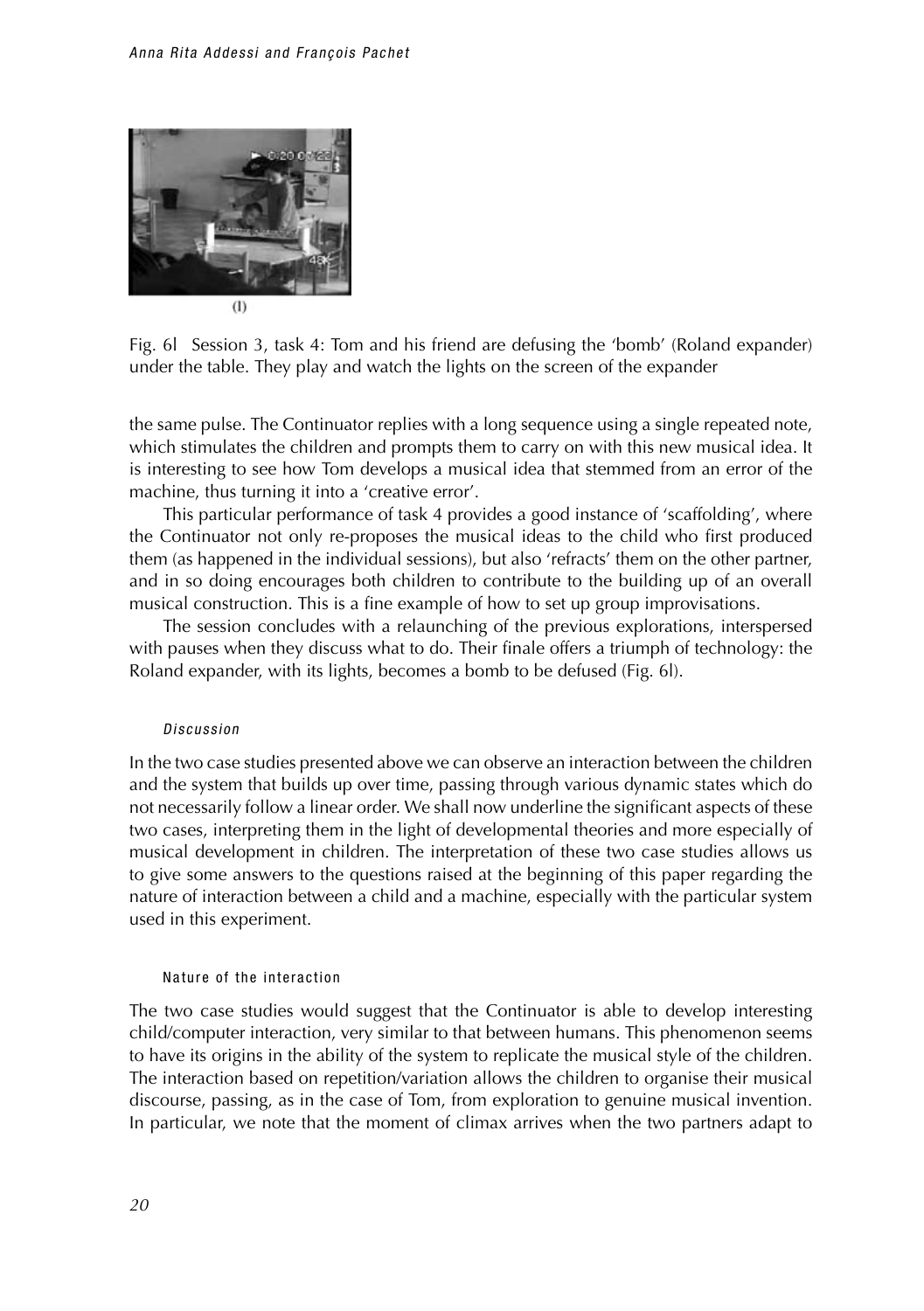(l)

Fig. 6l Session 3, task 4: Tom and his friend are defusing the 'bomb' (Roland expander) under the table. They play and watch the lights on the screen of the expander

the same pulse. The Continuator replies with a long sequence using a single repeated note, which stimulates the children and prompts them to carry on with this new musical idea. It is interesting to see how Tom develops a musical idea that stemmed from an error of the machine, thus turning it into a 'creative error'.

This particular performance of task 4 provides a good instance of 'scaffolding', where the Continuator not only re-proposes the musical ideas to the child who first produced them (as happened in the individual sessions), but also 'refracts' them on the other partner, and in so doing encourages both children to contribute to the building up of an overall musical construction. This is a fine example of how to set up group improvisations.

The session concludes with a relaunching of the previous explorations, interspersed with pauses when they discuss what to do. Their finale offers a triumph of technology: the Roland expander, with its lights, becomes a bomb to be defused (Fig. 6l).

### *Discussion*

In the two case studies presented above we can observe an interaction between the children and the system that builds up over time, passing through various dynamic states which do not necessarily follow a linear order. We shall now underline the significant aspects of these two cases, interpreting them in the light of developmental theories and more especially of musical development in children. The interpretation of these two case studies allows us to give some answers to the questions raised at the beginning of this paper regarding the nature of interaction between a child and a machine, especially with the particular system used in this experiment.

#### Nature of the interaction

The two case studies would suggest that the Continuator is able to develop interesting child/computer interaction, very similar to that between humans. This phenomenon seems to have its origins in the ability of the system to replicate the musical style of the children. The interaction based on repetition/variation allows the children to organise their musical discourse, passing, as in the case of Tom, from exploration to genuine musical invention. In particular, we note that the moment of climax arrives when the two partners adapt to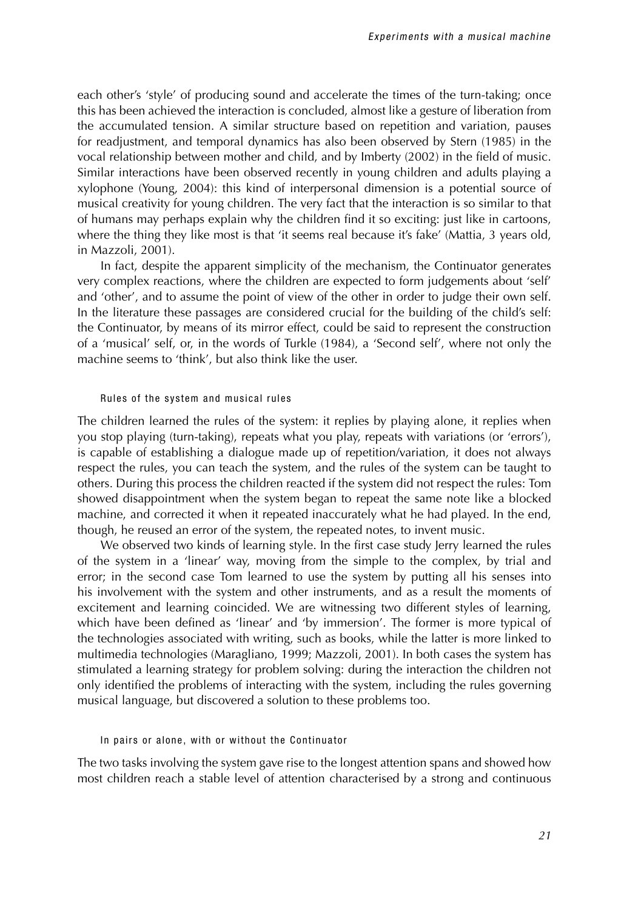each other's 'style' of producing sound and accelerate the times of the turn-taking; once this has been achieved the interaction is concluded, almost like a gesture of liberation from the accumulated tension. A similar structure based on repetition and variation, pauses for readjustment, and temporal dynamics has also been observed by Stern (1985) in the vocal relationship between mother and child, and by Imberty (2002) in the field of music. Similar interactions have been observed recently in young children and adults playing a xylophone (Young, 2004): this kind of interpersonal dimension is a potential source of musical creativity for young children. The very fact that the interaction is so similar to that of humans may perhaps explain why the children find it so exciting: just like in cartoons, where the thing they like most is that 'it seems real because it's fake' (Mattia, 3 years old, in Mazzoli, 2001).

In fact, despite the apparent simplicity of the mechanism, the Continuator generates very complex reactions, where the children are expected to form judgements about 'self' and 'other', and to assume the point of view of the other in order to judge their own self. In the literature these passages are considered crucial for the building of the child's self: the Continuator, by means of its mirror effect, could be said to represent the construction of a 'musical' self, or, in the words of Turkle (1984), a 'Second self', where not only the machine seems to 'think', but also think like the user.

### Rules of the system and musical rules

The children learned the rules of the system: it replies by playing alone, it replies when you stop playing (turn-taking), repeats what you play, repeats with variations (or 'errors'), is capable of establishing a dialogue made up of repetition/variation, it does not always respect the rules, you can teach the system, and the rules of the system can be taught to others. During this process the children reacted if the system did not respect the rules: Tom showed disappointment when the system began to repeat the same note like a blocked machine, and corrected it when it repeated inaccurately what he had played. In the end, though, he reused an error of the system, the repeated notes, to invent music.

We observed two kinds of learning style. In the first case study Jerry learned the rules of the system in a 'linear' way, moving from the simple to the complex, by trial and error; in the second case Tom learned to use the system by putting all his senses into his involvement with the system and other instruments, and as a result the moments of excitement and learning coincided. We are witnessing two different styles of learning, which have been defined as 'linear' and 'by immersion'. The former is more typical of the technologies associated with writing, such as books, while the latter is more linked to multimedia technologies (Maragliano, 1999; Mazzoli, 2001). In both cases the system has stimulated a learning strategy for problem solving: during the interaction the children not only identified the problems of interacting with the system, including the rules governing musical language, but discovered a solution to these problems too.

### In pairs or alone, with or without the Continuator

The two tasks involving the system gave rise to the longest attention spans and showed how most children reach a stable level of attention characterised by a strong and continuous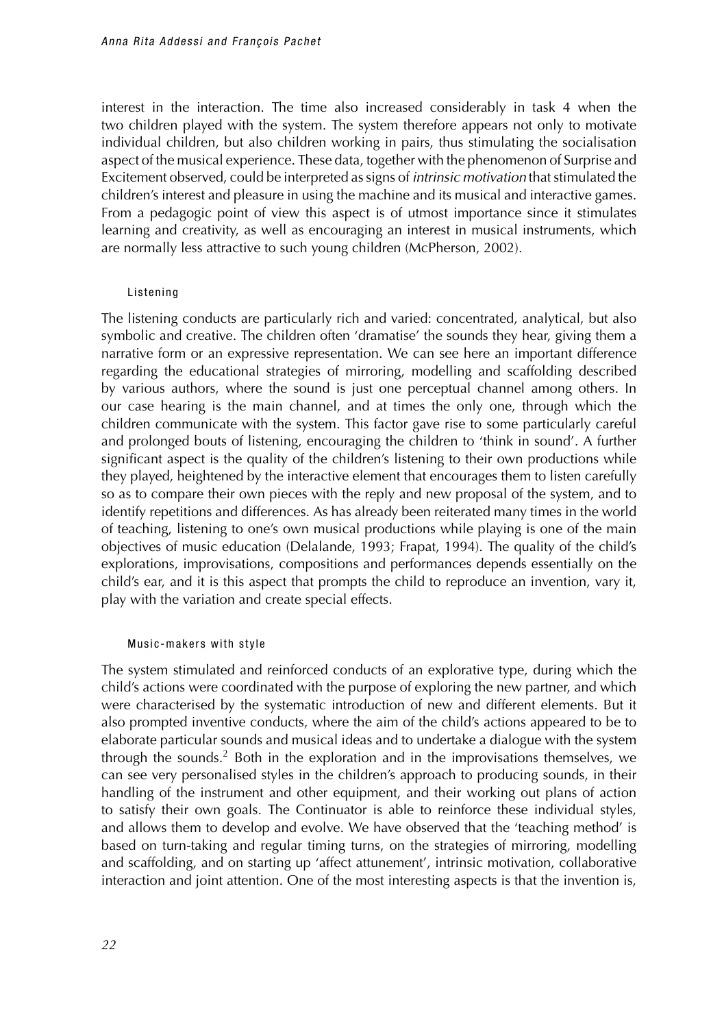interest in the interaction. The time also increased considerably in task 4 when the two children played with the system. The system therefore appears not only to motivate individual children, but also children working in pairs, thus stimulating the socialisation aspect of the musical experience. These data, together with the phenomenon of Surprise and Excitement observed, could be interpreted as signs of *intrinsic motivation* that stimulated the children's interest and pleasure in using the machine and its musical and interactive games. From a pedagogic point of view this aspect is of utmost importance since it stimulates learning and creativity, as well as encouraging an interest in musical instruments, which are normally less attractive to such young children (McPherson, 2002).

### Listening

The listening conducts are particularly rich and varied: concentrated, analytical, but also symbolic and creative. The children often 'dramatise' the sounds they hear, giving them a narrative form or an expressive representation. We can see here an important difference regarding the educational strategies of mirroring, modelling and scaffolding described by various authors, where the sound is just one perceptual channel among others. In our case hearing is the main channel, and at times the only one, through which the children communicate with the system. This factor gave rise to some particularly careful and prolonged bouts of listening, encouraging the children to 'think in sound'. A further significant aspect is the quality of the children's listening to their own productions while they played, heightened by the interactive element that encourages them to listen carefully so as to compare their own pieces with the reply and new proposal of the system, and to identify repetitions and differences. As has already been reiterated many times in the world of teaching, listening to one's own musical productions while playing is one of the main objectives of music education (Delalande, 1993; Frapat, 1994). The quality of the child's explorations, improvisations, compositions and performances depends essentially on the child's ear, and it is this aspect that prompts the child to reproduce an invention, vary it, play with the variation and create special effects.

### Music-makers with style

The system stimulated and reinforced conducts of an explorative type, during which the child's actions were coordinated with the purpose of exploring the new partner, and which were characterised by the systematic introduction of new and different elements. But it also prompted inventive conducts, where the aim of the child's actions appeared to be to elaborate particular sounds and musical ideas and to undertake a dialogue with the system through the sounds.[2] Both in the exploration and in the improvisations themselves, we can see very personalised styles in the children's approach to producing sounds, in their handling of the instrument and other equipment, and their working out plans of action to satisfy their own goals. The Continuator is able to reinforce these individual styles, and allows them to develop and evolve. We have observed that the 'teaching method' is based on turn-taking and regular timing turns, on the strategies of mirroring, modelling and scaffolding, and on starting up 'affect attunement', intrinsic motivation, collaborative interaction and joint attention. One of the most interesting aspects is that the invention is,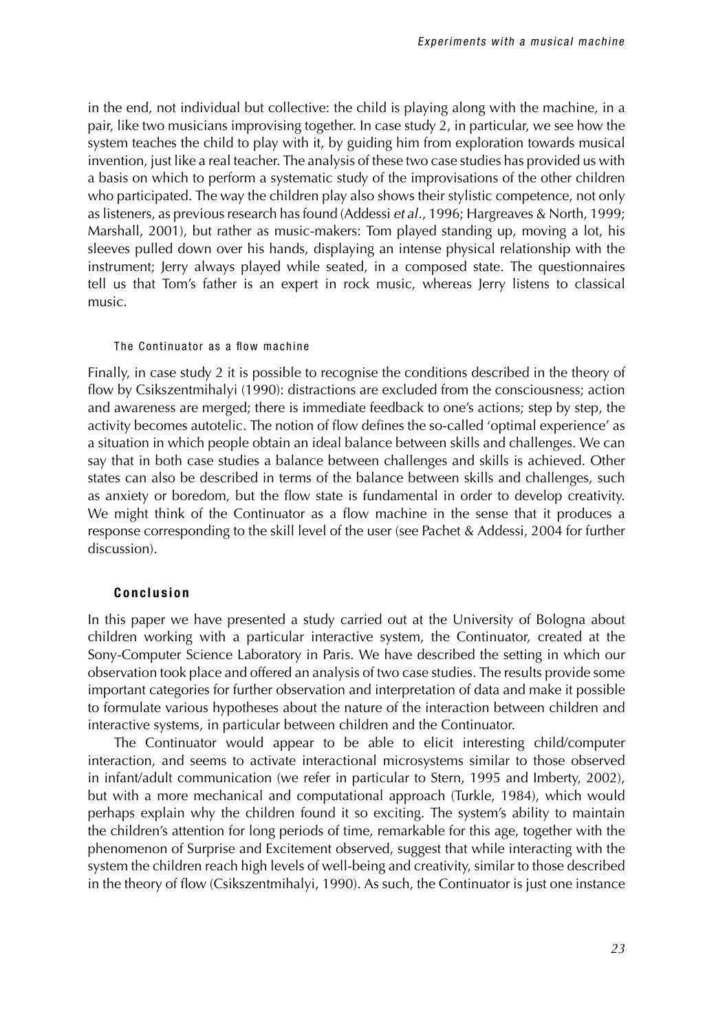in the end, not individual but collective: the child is playing along with the machine, in a pair, like two musicians improvising together. In case study 2, in particular, we see how the system teaches the child to play with it, by guiding him from exploration towards musical invention, just like a real teacher. The analysis of these two case studies has provided us with a basis on which to perform a systematic study of the improvisations of the other children who participated. The way the children play also shows their stylistic competence, not only as listeners, as previous research has found (Addessi *et al*., 1996; Hargreaves & North, 1999; Marshall, 2001), but rather as music-makers: Tom played standing up, moving a lot, his sleeves pulled down over his hands, displaying an intense physical relationship with the instrument; Jerry always played while seated, in a composed state. The questionnaires tell us that Tom's father is an expert in rock music, whereas Jerry listens to classical music.

### The Continuator as a flow machine

Finally, in case study 2 it is possible to recognise the conditions described in the theory of flow by Csikszentmihalyi (1990): distractions are excluded from the consciousness; action and awareness are merged; there is immediate feedback to one's actions; step by step, the activity becomes autotelic. The notion of flow defines the so-called 'optimal experience' as a situation in which people obtain an ideal balance between skills and challenges. We can say that in both case studies a balance between challenges and skills is achieved. Other states can also be described in terms of the balance between skills and challenges, such as anxiety or boredom, but the flow state is fundamental in order to develop creativity. We might think of the Continuator as a flow machine in the sense that it produces a response corresponding to the skill level of the user (see Pachet & Addessi, 2004 for further discussion).

## Conclusion

In this paper we have presented a study carried out at the University of Bologna about children working with a particular interactive system, the Continuator, created at the Sony-Computer Science Laboratory in Paris. We have described the setting in which our observation took place and offered an analysis of two case studies. The results provide some important categories for further observation and interpretation of data and make it possible to formulate various hypotheses about the nature of the interaction between children and interactive systems, in particular between children and the Continuator.

The Continuator would appear to be able to elicit interesting child/computer interaction, and seems to activate interactional microsystems similar to those observed in infant/adult communication (we refer in particular to Stern, 1995 and Imberty, 2002), but with a more mechanical and computational approach (Turkle, 1984), which would perhaps explain why the children found it so exciting. The system's ability to maintain the children's attention for long periods of time, remarkable for this age, together with the phenomenon of Surprise and Excitement observed, suggest that while interacting with the system the children reach high levels of well-being and creativity, similar to those described in the theory of flow (Csikszentmihalyi, 1990). As such, the Continuator is just one instance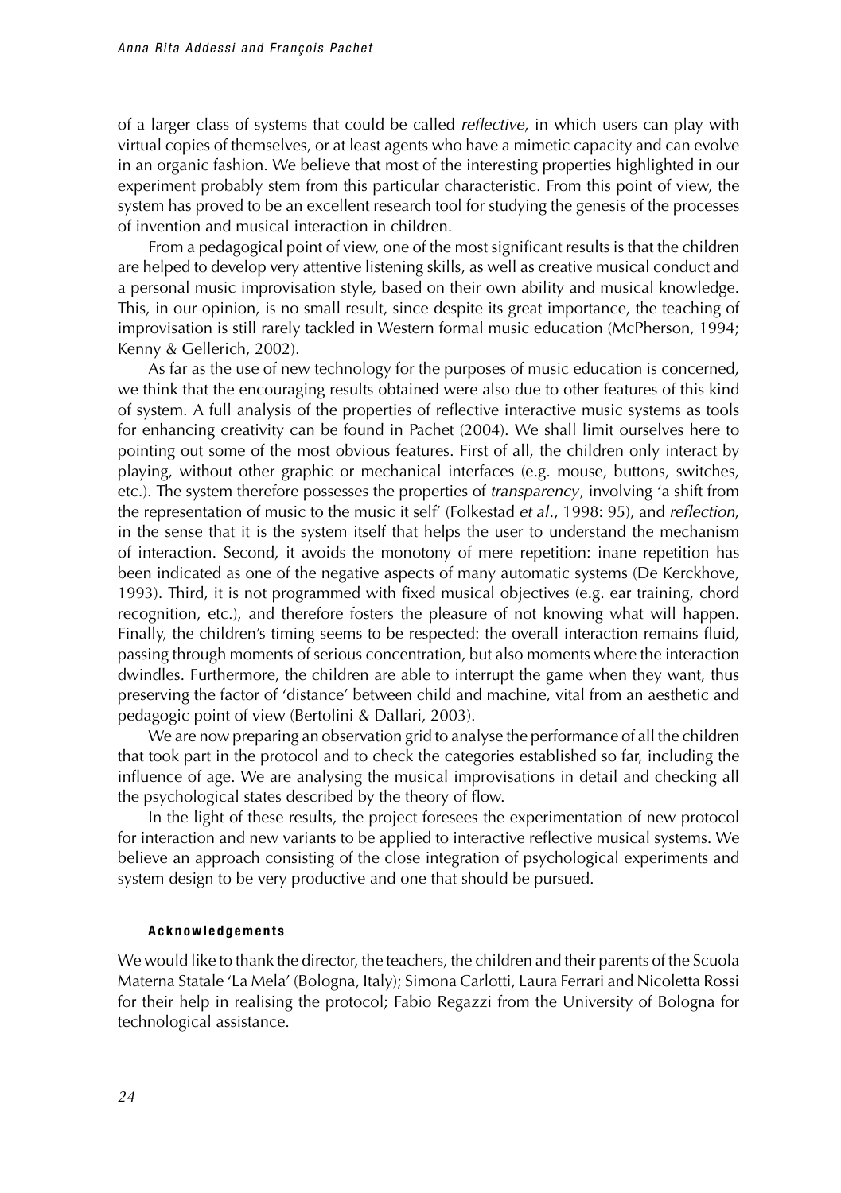of a larger class of systems that could be called *reflective*, in which users can play with virtual copies of themselves, or at least agents who have a mimetic capacity and can evolve in an organic fashion. We believe that most of the interesting properties highlighted in our experiment probably stem from this particular characteristic. From this point of view, the system has proved to be an excellent research tool for studying the genesis of the processes of invention and musical interaction in children.

From a pedagogical point of view, one of the most significant results is that the children are helped to develop very attentive listening skills, as well as creative musical conduct and a personal music improvisation style, based on their own ability and musical knowledge. This, in our opinion, is no small result, since despite its great importance, the teaching of improvisation is still rarely tackled in Western formal music education (McPherson, 1994; Kenny & Gellerich, 2002).

As far as the use of new technology for the purposes of music education is concerned, we think that the encouraging results obtained were also due to other features of this kind of system. A full analysis of the properties of reflective interactive music systems as tools for enhancing creativity can be found in Pachet (2004). We shall limit ourselves here to pointing out some of the most obvious features. First of all, the children only interact by playing, without other graphic or mechanical interfaces (e.g. mouse, buttons, switches, etc.). The system therefore possesses the properties of *transparency*, involving 'a shift from the representation of music to the music it self' (Folkestad *et al*., 1998: 95), and *reflection*, in the sense that it is the system itself that helps the user to understand the mechanism of interaction. Second, it avoids the monotony of mere repetition: inane repetition has been indicated as one of the negative aspects of many automatic systems (De Kerckhove, 1993). Third, it is not programmed with fixed musical objectives (e.g. ear training, chord recognition, etc.), and therefore fosters the pleasure of not knowing what will happen. Finally, the children's timing seems to be respected: the overall interaction remains fluid, passing through moments of serious concentration, but also moments where the interaction dwindles. Furthermore, the children are able to interrupt the game when they want, thus preserving the factor of 'distance' between child and machine, vital from an aesthetic and pedagogic point of view (Bertolini & Dallari, 2003).

We are now preparing an observation grid to analyse the performance of all the children that took part in the protocol and to check the categories established so far, including the influence of age. We are analysing the musical improvisations in detail and checking all the psychological states described by the theory of flow.

In the light of these results, the project foresees the experimentation of new protocol for interaction and new variants to be applied to interactive reflective musical systems. We believe an approach consisting of the close integration of psychological experiments and system design to be very productive and one that should be pursued.

#### Acknowledgements

We would like to thank the director, the teachers, the children and their parents of the Scuola Materna Statale 'La Mela' (Bologna, Italy); Simona Carlotti, Laura Ferrari and Nicoletta Rossi for their help in realising the protocol; Fabio Regazzi from the University of Bologna for technological assistance.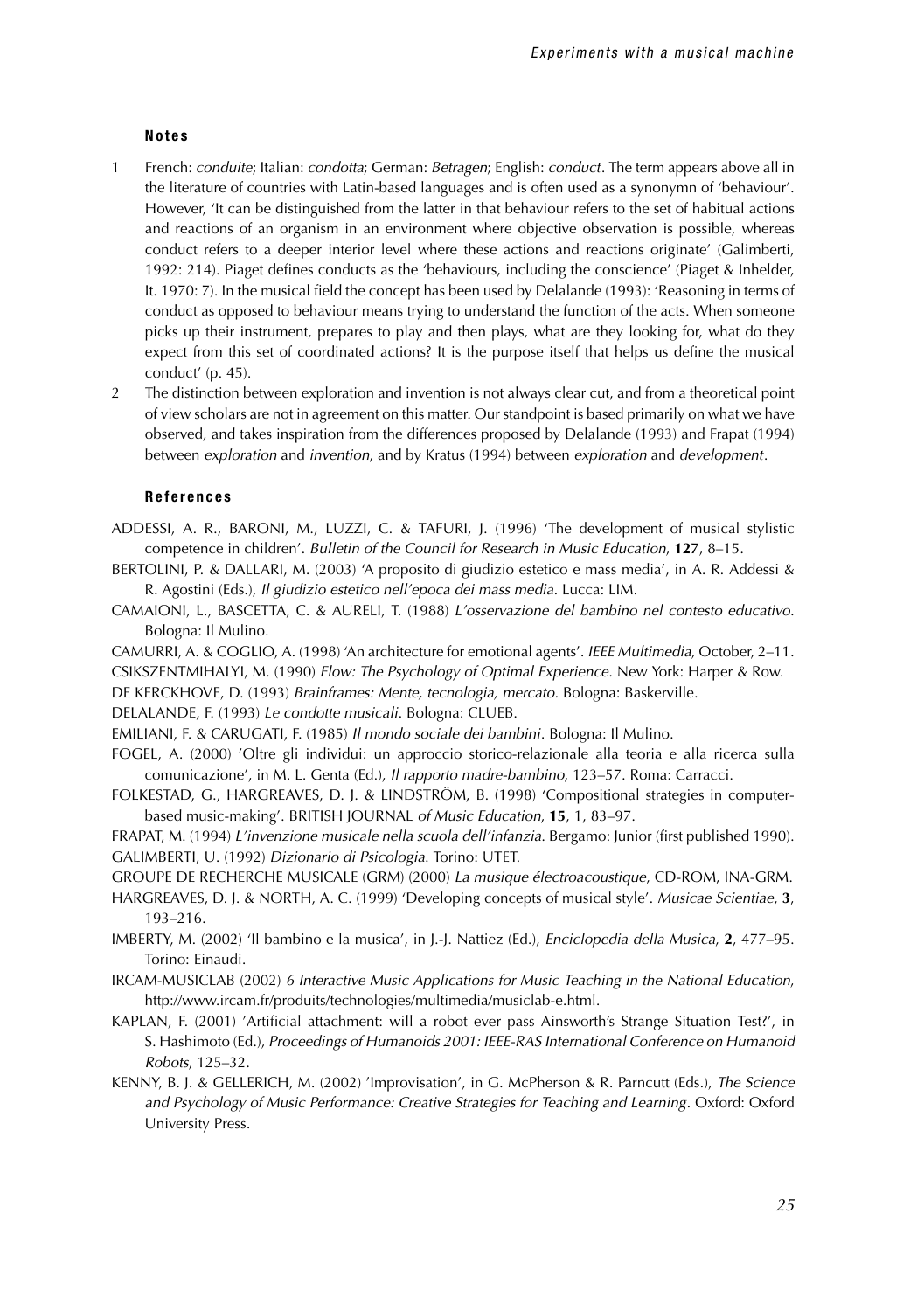### Notes

1. French: *conduite*; Italian: *condotta*; German: *Betragen*; English: *conduct*. The term appears above all in the literature of countries with Latin-based languages and is often used as a synonymn of 'behaviour'. However, 'It can be distinguished from the latter in that behaviour refers to the set of habitual actions and reactions of an organism in an environment where objective observation is possible, whereas conduct refers to a deeper interior level where these actions and reactions originate' (Galimberti, 1992: 214). Piaget defines conducts as the 'behaviours, including the conscience' (Piaget & Inhelder, It. 1970: 7). In the musical field the concept has been used by Delalande (1993): 'Reasoning in terms of conduct as opposed to behaviour means trying to understand the function of the acts. When someone picks up their instrument, prepares to play and then plays, what are they looking for, what do they expect from this set of coordinated actions? It is the purpose itself that helps us define the musical conduct' (p. 45).
2. The distinction between exploration and invention is not always clear cut, and from a theoretical point of view scholars are not in agreement on this matter. Our standpoint is based primarily on what we have observed, and takes inspiration from the differences proposed by Delalande (1993) and Frapat (1994) between *exploration* and *invention*, and by Kratus (1994) between *exploration* and *development*.

### References

ADDESSI, A. R., BARONI, M., LUZZI, C. & TAFURI, J. (1996) 'The development of musical stylistic competence in children'. *Bulletin of the Council for Research in Music Education*, **127**, 8–15.

BERTOLINI, P. & DALLARI, M. (2003) 'A proposito di giudizio estetico e mass media', in A. R. Addessi & R. Agostini (Eds.), *Il giudizio estetico nell'epoca dei mass media*. Lucca: LIM.

CAMAIONI, L., BASCETTA, C. & AURELI, T. (1988) *L'osservazione del bambino nel contesto educativo*. Bologna: Il Mulino.

CAMURRI, A. & COGLIO, A. (1998) 'An architecture for emotional agents'. *IEEE Multimedia*, October, 2–11.

CSIKSZENTMIHALYI, M. (1990) *Flow: The Psychology of Optimal Experience*. New York: Harper & Row.

DE KERCKHOVE, D. (1993) *Brainframes: Mente, tecnologia, mercato*. Bologna: Baskerville.

DELALANDE, F. (1993) *Le condotte musicali*. Bologna: CLUEB.

EMILIANI, F. & CARUGATI, F. (1985) *Il mondo sociale dei bambini*. Bologna: Il Mulino.

FOGEL, A. (2000) 'Oltre gli individui: un approccio storico-relazionale alla teoria e alla ricerca sulla comunicazione', in M. L. Genta (Ed.), *Il rapporto madre-bambino*, 123–57. Roma: Carracci.

FOLKESTAD, G., HARGREAVES, D. J. & LINDSTRÖM, B. (1998) 'Compositional strategies in computer-based music-making'. BRITISH JOURNAL *of Music Education*, **15**, 1, 83–97.

FRAPAT, M. (1994) *L'invenzione musicale nella scuola dell'infanzia*. Bergamo: Junior (first published 1990).

GALIMBERTI, U. (1992) *Dizionario di Psicologia*. Torino: UTET.

GROUPE DE RECHERCHE MUSICALE (GRM) (2000) *La musique électroacoustique*, CD-ROM, INA-GRM.

HARGREAVES, D. J. & NORTH, A. C. (1999) 'Developing concepts of musical style'. *Musicae Scientiae*, **3**, 193–216.

IMBERTY, M. (2002) 'Il bambino e la musica', in J.-J. Nattiez (Ed.), *Enciclopedia della Musica*, **2**, 477–95. Torino: Einaudi.

IRCAM-MUSICLAB (2002) *6 Interactive Music Applications for Music Teaching in the National Education*, http://www.ircam.fr/produits/technologies/multimedia/musiclab-e.html.

KAPLAN, F. (2001) 'Artificial attachment: will a robot ever pass Ainsworth's Strange Situation Test?', in S. Hashimoto (Ed.), *Proceedings of Humanoids 2001: IEEE-RAS International Conference on Humanoid Robots*, 125–32.

KENNY, B. J. & GELLERICH, M. (2002) 'Improvisation', in G. McPherson & R. Parncutt (Eds.), *The Science and Psychology of Music Performance: Creative Strategies for Teaching and Learning*. Oxford: Oxford University Press.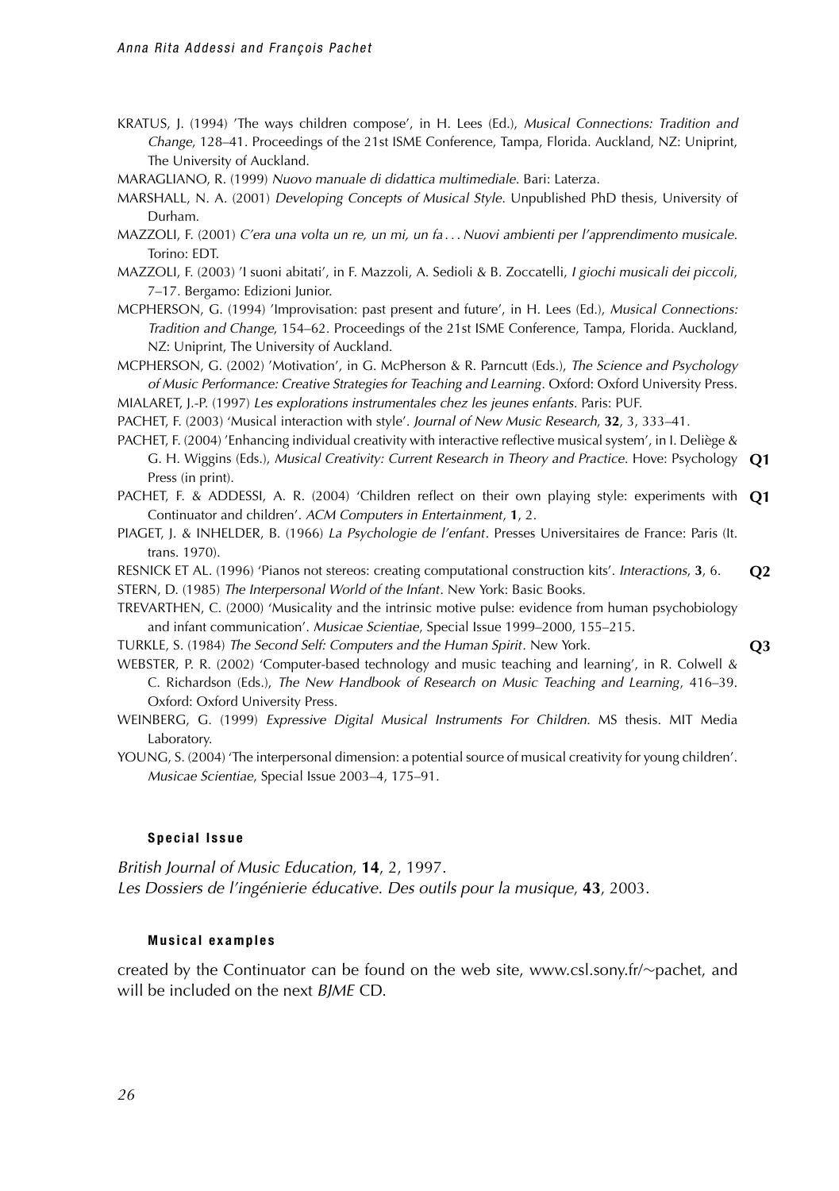KRATUS, J. (1994) 'The ways children compose', in H. Lees (Ed.), *Musical Connections: Tradition and Change*, 128–41. Proceedings of the 21st ISME Conference, Tampa, Florida. Auckland, NZ: Uniprint, The University of Auckland.

MARAGLIANO, R. (1999) *Nuovo manuale di didattica multimediale*. Bari: Laterza.

MARSHALL, N. A. (2001) *Developing Concepts of Musical Style*. Unpublished PhD thesis, University of Durham.

MAZZOLI, F. (2001) *C'era una volta un re, un mi, un fa . . . Nuovi ambienti per l'apprendimento musicale*. Torino: EDT.

MAZZOLI, F. (2003) 'I suoni abitati', in F. Mazzoli, A. Sedioli & B. Zoccatelli, *I giochi musicali dei piccoli*, 7–17. Bergamo: Edizioni Junior.

MCPHERSON, G. (1994) 'Improvisation: past present and future', in H. Lees (Ed.), *Musical Connections: Tradition and Change*, 154–62. Proceedings of the 21st ISME Conference, Tampa, Florida. Auckland, NZ: Uniprint, The University of Auckland.

MCPHERSON, G. (2002) 'Motivation', in G. McPherson & R. Parncutt (Eds.), *The Science and Psychology of Music Performance: Creative Strategies for Teaching and Learning*. Oxford: Oxford University Press.

MIALARET, J.-P. (1997) *Les explorations instrumentales chez les jeunes enfants*. Paris: PUF.

PACHET, F. (2003) 'Musical interaction with style'. *Journal of New Music Research*, **32**, 3, 333–41.

PACHET, F. (2004) 'Enhancing individual creativity with interactive reflective musical system', in I. Deliège & G. H. Wiggins (Eds.), *Musical Creativity: Current Research in Theory and Practice*. Hove: Psychology Press (in print). **Q1**

PACHET, F. & ADDESSI, A. R. (2004) 'Children reflect on their own playing style: experiments with Continuator and children'. *ACM Computers in Entertainment*, **1**, 2. **Q1**

PIAGET, J. & INHELDER, B. (1966) *La Psychologie de l'enfant*. Presses Universitaires de France: Paris (It. trans. 1970).

RESNICK ET AL. (1996) 'Pianos not stereos: creating computational construction kits'. *Interactions*, **3**, 6. **Q2**

STERN, D. (1985) *The Interpersonal World of the Infant*. New York: Basic Books.

TREVARTHEN, C. (2000) 'Musicality and the intrinsic motive pulse: evidence from human psychobiology and infant communication'. *Musicae Scientiae*, Special Issue 1999–2000, 155–215.

TURKLE, S. (1984) *The Second Self: Computers and the Human Spirit*. New York. **Q3**

WEBSTER, P. R. (2002) 'Computer-based technology and music teaching and learning', in R. Colwell & C. Richardson (Eds.), *The New Handbook of Research on Music Teaching and Learning*, 416–39. Oxford: Oxford University Press.

WEINBERG, G. (1999) *Expressive Digital Musical Instruments For Children.* MS thesis. MIT Media Laboratory.

YOUNG, S. (2004) 'The interpersonal dimension: a potential source of musical creativity for young children'. *Musicae Scientiae*, Special Issue 2003–4, 175–91.

#### Special Issue

*British Journal of Music Education*, **14**, 2, 1997.
*Les Dossiers de l'ingénierie éducative. Des outils pour la musique*, **43**, 2003.

#### Musical examples

created by the Continuator can be found on the web site, www.csl.sony.fr/∼pachet, and will be included on the next *BJME* CD.